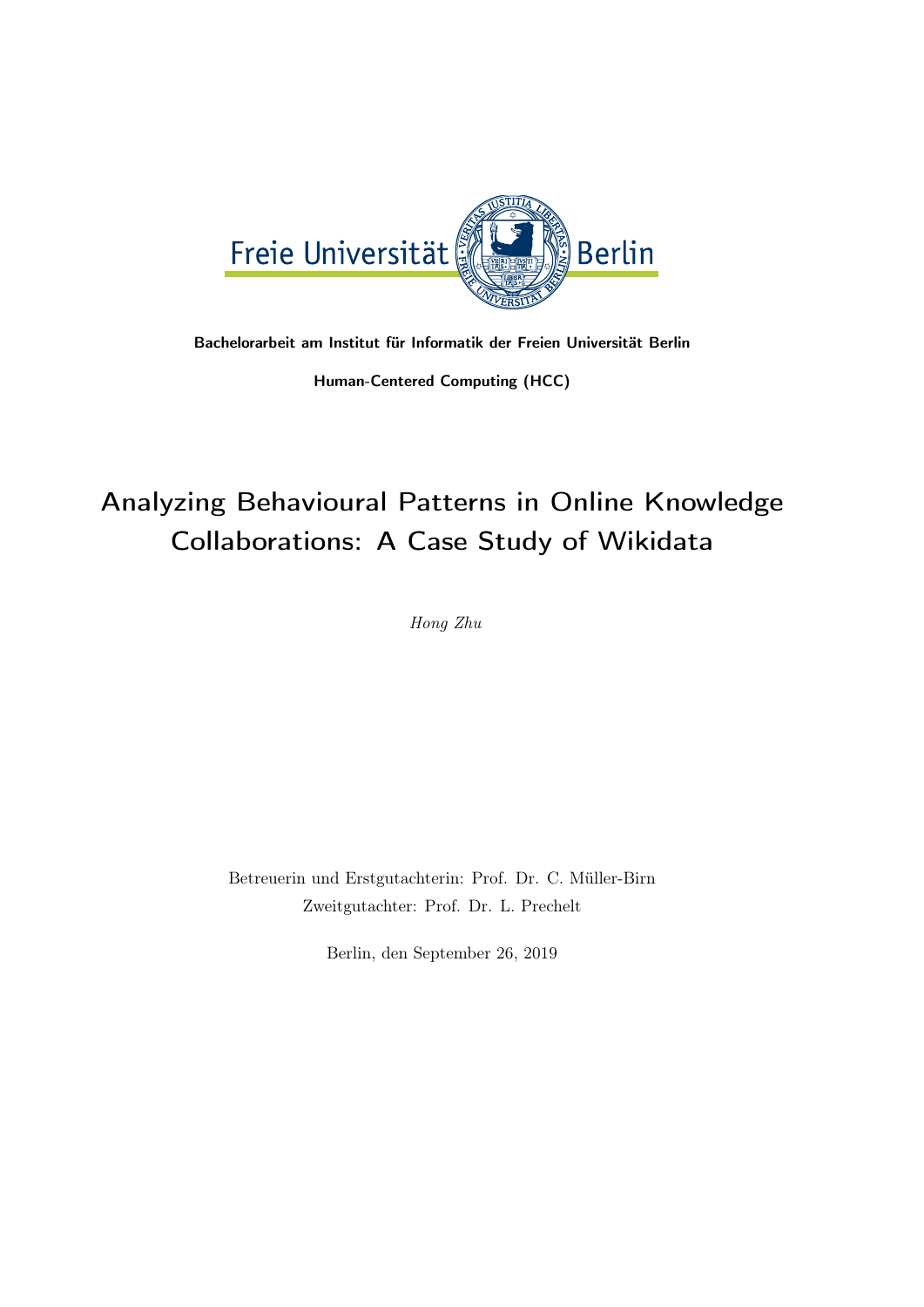Freie Universität Berlin

**Bachelorarbeit am Institut für Informatik der Freien Universität Berlin**

**Human-Centered Computing (HCC)**

# Analyzing Behavioural Patterns in Online Knowledge Collaborations: A Case Study of Wikidata

*Hong Zhu*

Betreuerin und Erstgutachterin: Prof. Dr. C. Müller-Birn
Zweitgutachter: Prof. Dr. L. Prechelt

Berlin, den September 26, 2019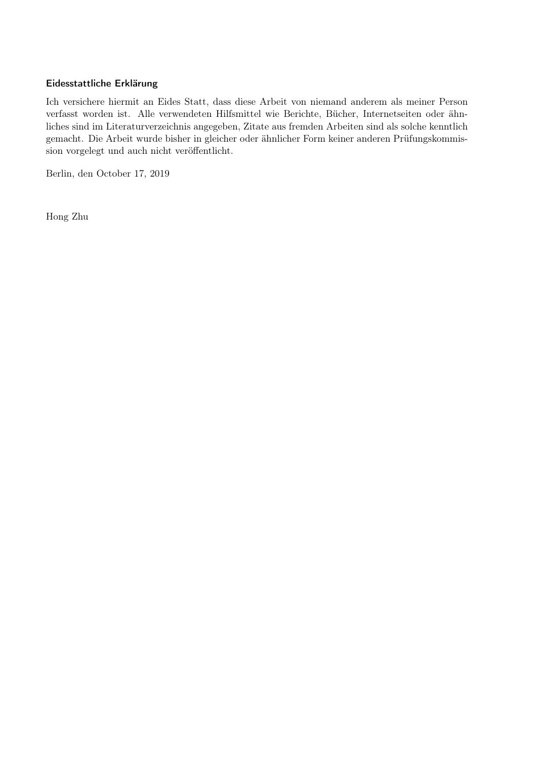### Eidesstattliche Erklärung

Ich versichere hiermit an Eides Statt, dass diese Arbeit von niemand anderem als meiner Person verfasst worden ist. Alle verwendeten Hilfsmittel wie Berichte, Bücher, Internetseiten oder ähnliches sind im Literaturverzeichnis angegeben, Zitate aus fremden Arbeiten sind als solche kenntlich gemacht. Die Arbeit wurde bisher in gleicher oder ähnlicher Form keiner anderen Prüfungskommission vorgelegt und auch nicht veröffentlicht.

Berlin, den October 17, 2019

Hong Zhu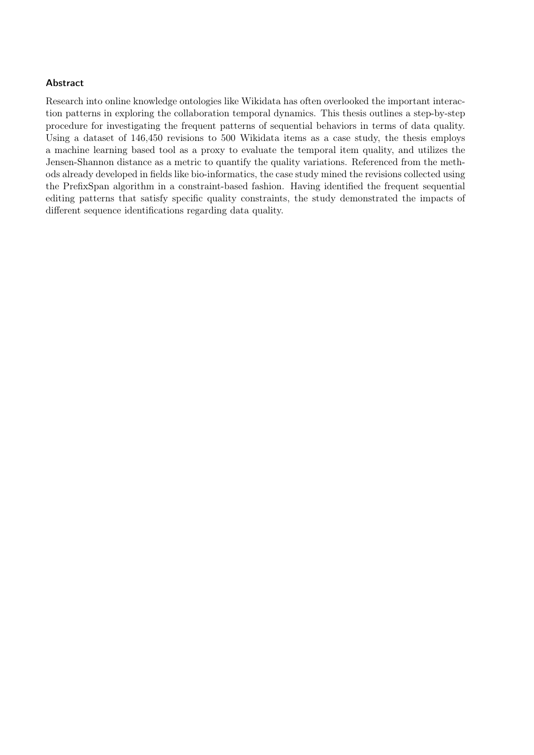## Abstract

Research into online knowledge ontologies like Wikidata has often overlooked the important interaction patterns in exploring the collaboration temporal dynamics. This thesis outlines a step-by-step procedure for investigating the frequent patterns of sequential behaviors in terms of data quality. Using a dataset of 146,450 revisions to 500 Wikidata items as a case study, the thesis employs a machine learning based tool as a proxy to evaluate the temporal item quality, and utilizes the Jensen-Shannon distance as a metric to quantify the quality variations. Referenced from the methods already developed in fields like bio-informatics, the case study mined the revisions collected using the PrefixSpan algorithm in a constraint-based fashion. Having identified the frequent sequential editing patterns that satisfy specific quality constraints, the study demonstrated the impacts of different sequence identifications regarding data quality.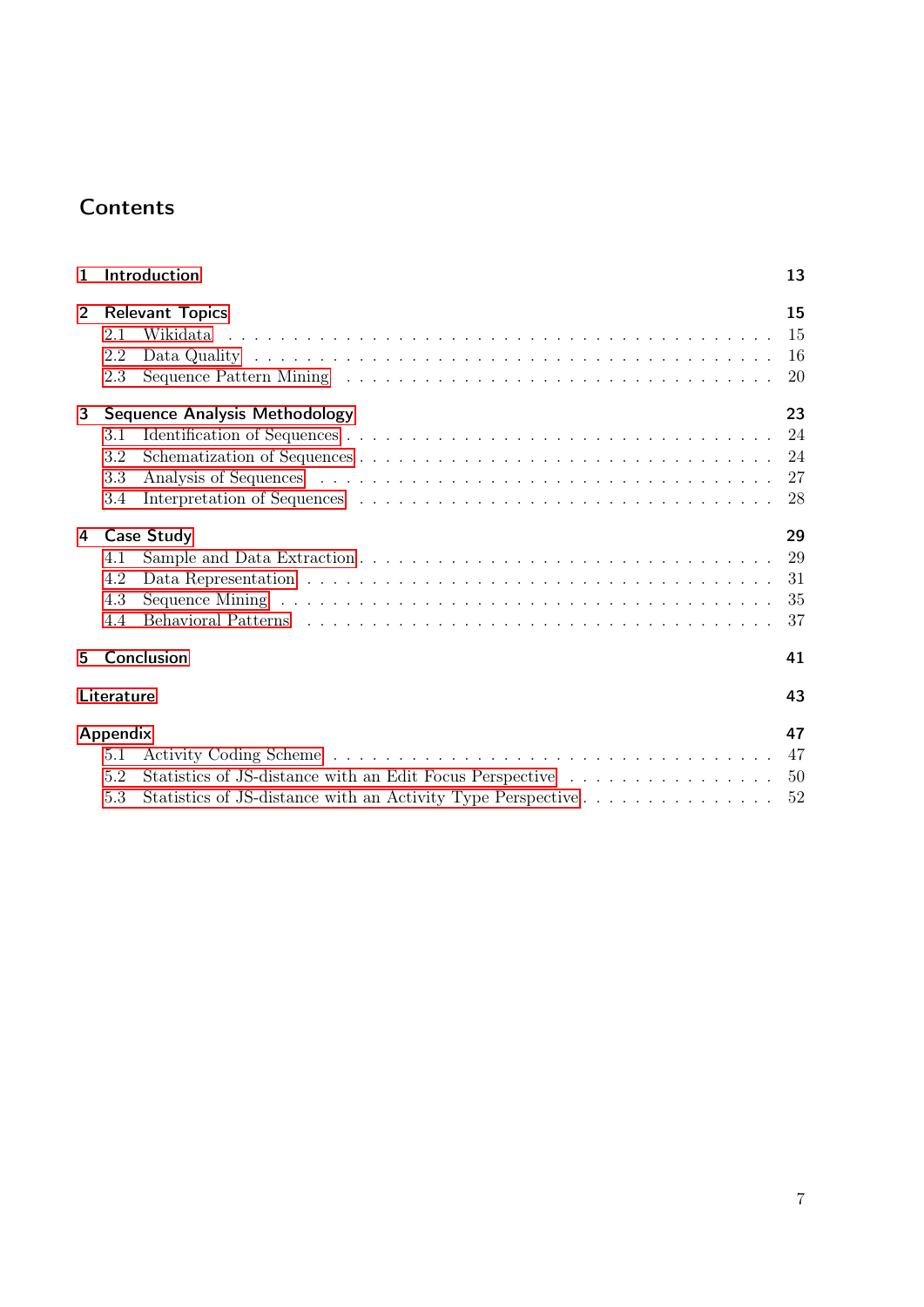# Contents

1 Introduction 13

2 Relevant Topics 15
- 2.1 Wikidata . . . . . 15
- 2.2 Data Quality . . . . . 16
- 2.3 Sequence Pattern Mining . . . . . 20

3 Sequence Analysis Methodology 23
- 3.1 Identification of Sequences . . . . . 24
- 3.2 Schematization of Sequences . . . . . 24
- 3.3 Analysis of Sequences . . . . . 27
- 3.4 Interpretation of Sequences . . . . . 28

4 Case Study 29
- 4.1 Sample and Data Extraction . . . . . 29
- 4.2 Data Representation . . . . . 31
- 4.3 Sequence Mining . . . . . 35
- 4.4 Behavioral Patterns . . . . . 37

5 Conclusion 41

Literature 43

Appendix 47
- 5.1 Activity Coding Scheme . . . . . 47
- 5.2 Statistics of JS-distance with an Edit Focus Perspective . . . . . 50
- 5.3 Statistics of JS-distance with an Activity Type Perspective . . . . . 52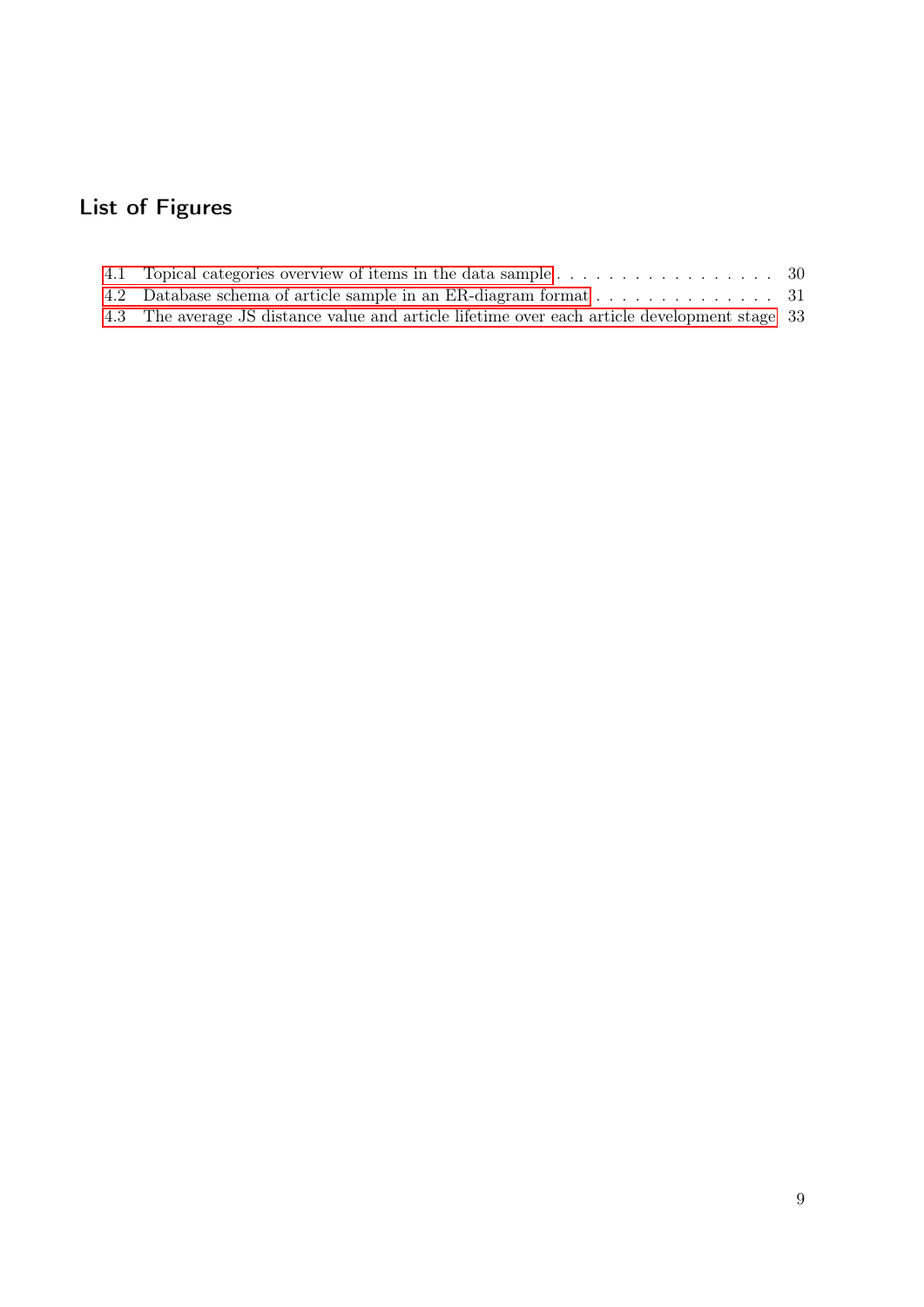## List of Figures

4.1 Topical categories overview of items in the data sample . . . . . . . . . . . . . . . . . . 30
4.2 Database schema of article sample in an ER-diagram format . . . . . . . . . . . . . . 31
4.3 The average JS distance value and article lifetime over each article development stage 33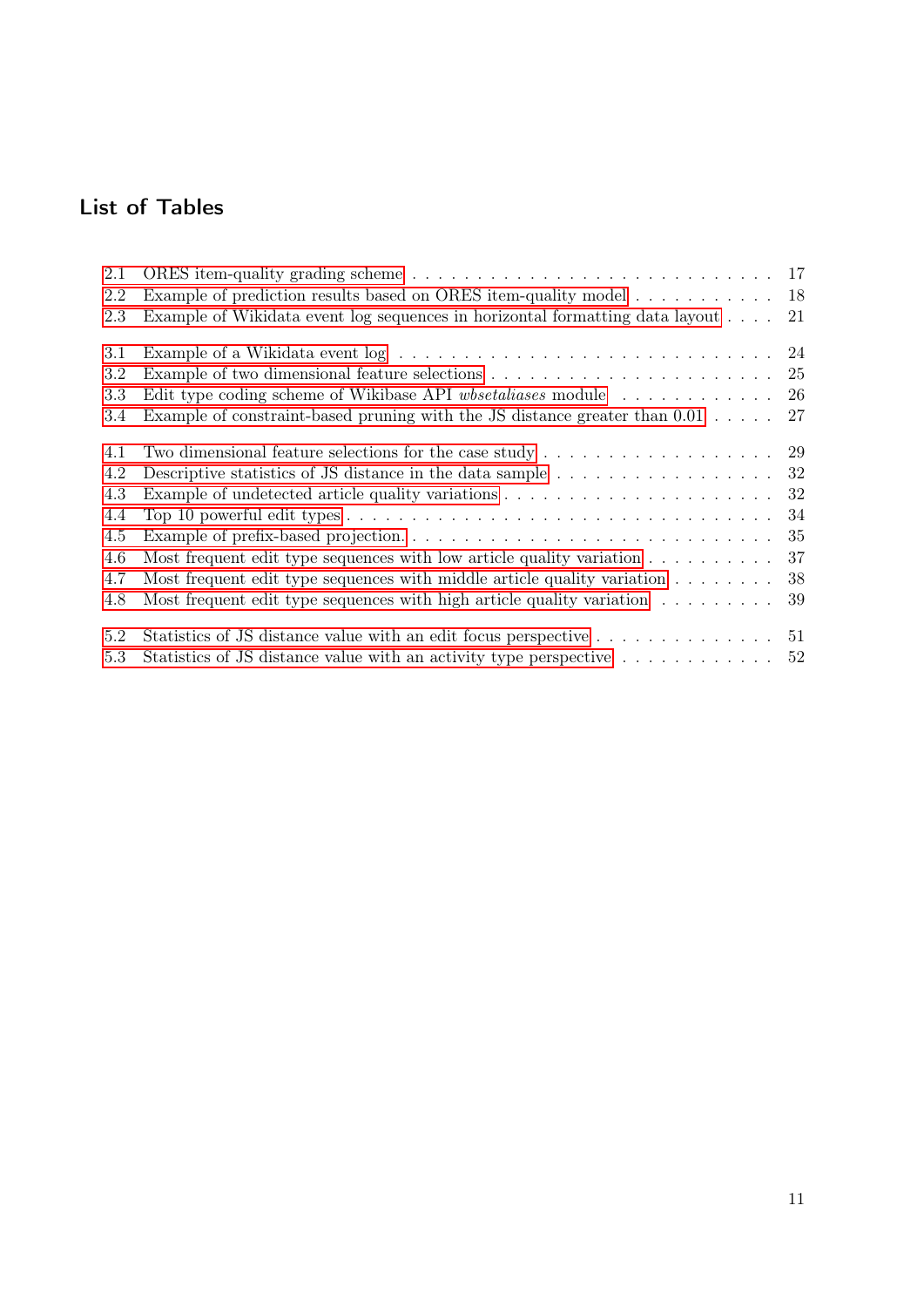# List of Tables

2.1 ORES item-quality grading scheme . . . . . 17
2.2 Example of prediction results based on ORES item-quality model . . . . . 18
2.3 Example of Wikidata event log sequences in horizontal formatting data layout . . . . . 21

3.1 Example of a Wikidata event log . . . . . 24
3.2 Example of two dimensional feature selections . . . . . 25
3.3 Edit type coding scheme of Wikibase API *wbsetaliases* module . . . . . 26
3.4 Example of constraint-based pruning with the JS distance greater than 0.01 . . . . . 27

4.1 Two dimensional feature selections for the case study . . . . . 29
4.2 Descriptive statistics of JS distance in the data sample . . . . . 32
4.3 Example of undetected article quality variations . . . . . 32
4.4 Top 10 powerful edit types . . . . . 34
4.5 Example of prefix-based projection. . . . . . 35
4.6 Most frequent edit type sequences with low article quality variation . . . . . 37
4.7 Most frequent edit type sequences with middle article quality variation . . . . . 38
4.8 Most frequent edit type sequences with high article quality variation . . . . . 39

5.2 Statistics of JS distance value with an edit focus perspective . . . . . 51
5.3 Statistics of JS distance value with an activity type perspective . . . . . 52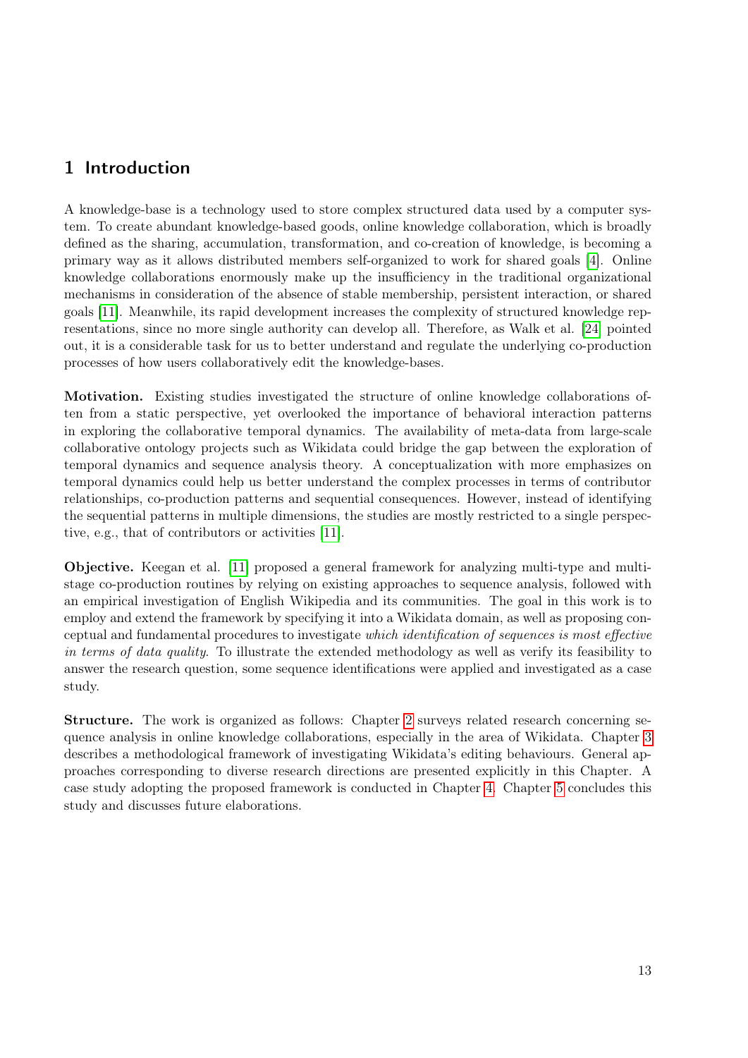# 1 Introduction

A knowledge-base is a technology used to store complex structured data used by a computer system. To create abundant knowledge-based goods, online knowledge collaboration, which is broadly defined as the sharing, accumulation, transformation, and co-creation of knowledge, is becoming a primary way as it allows distributed members self-organized to work for shared goals [4]. Online knowledge collaborations enormously make up the insufficiency in the traditional organizational mechanisms in consideration of the absence of stable membership, persistent interaction, or shared goals [11]. Meanwhile, its rapid development increases the complexity of structured knowledge representations, since no more single authority can develop all. Therefore, as Walk et al. [24] pointed out, it is a considerable task for us to better understand and regulate the underlying co-production processes of how users collaboratively edit the knowledge-bases.

**Motivation.** Existing studies investigated the structure of online knowledge collaborations often from a static perspective, yet overlooked the importance of behavioral interaction patterns in exploring the collaborative temporal dynamics. The availability of meta-data from large-scale collaborative ontology projects such as Wikidata could bridge the gap between the exploration of temporal dynamics and sequence analysis theory. A conceptualization with more emphasizes on temporal dynamics could help us better understand the complex processes in terms of contributor relationships, co-production patterns and sequential consequences. However, instead of identifying the sequential patterns in multiple dimensions, the studies are mostly restricted to a single perspective, e.g., that of contributors or activities [11].

**Objective.** Keegan et al. [11] proposed a general framework for analyzing multi-type and multi-stage co-production routines by relying on existing approaches to sequence analysis, followed with an empirical investigation of English Wikipedia and its communities. The goal in this work is to employ and extend the framework by specifying it into a Wikidata domain, as well as proposing conceptual and fundamental procedures to investigate *which identification of sequences is most effective in terms of data quality*. To illustrate the extended methodology as well as verify its feasibility to answer the research question, some sequence identifications were applied and investigated as a case study.

**Structure.** The work is organized as follows: Chapter 2 surveys related research concerning sequence analysis in online knowledge collaborations, especially in the area of Wikidata. Chapter 3 describes a methodological framework of investigating Wikidata's editing behaviours. General approaches corresponding to diverse research directions are presented explicitly in this Chapter. A case study adopting the proposed framework is conducted in Chapter 4. Chapter 5 concludes this study and discusses future elaborations.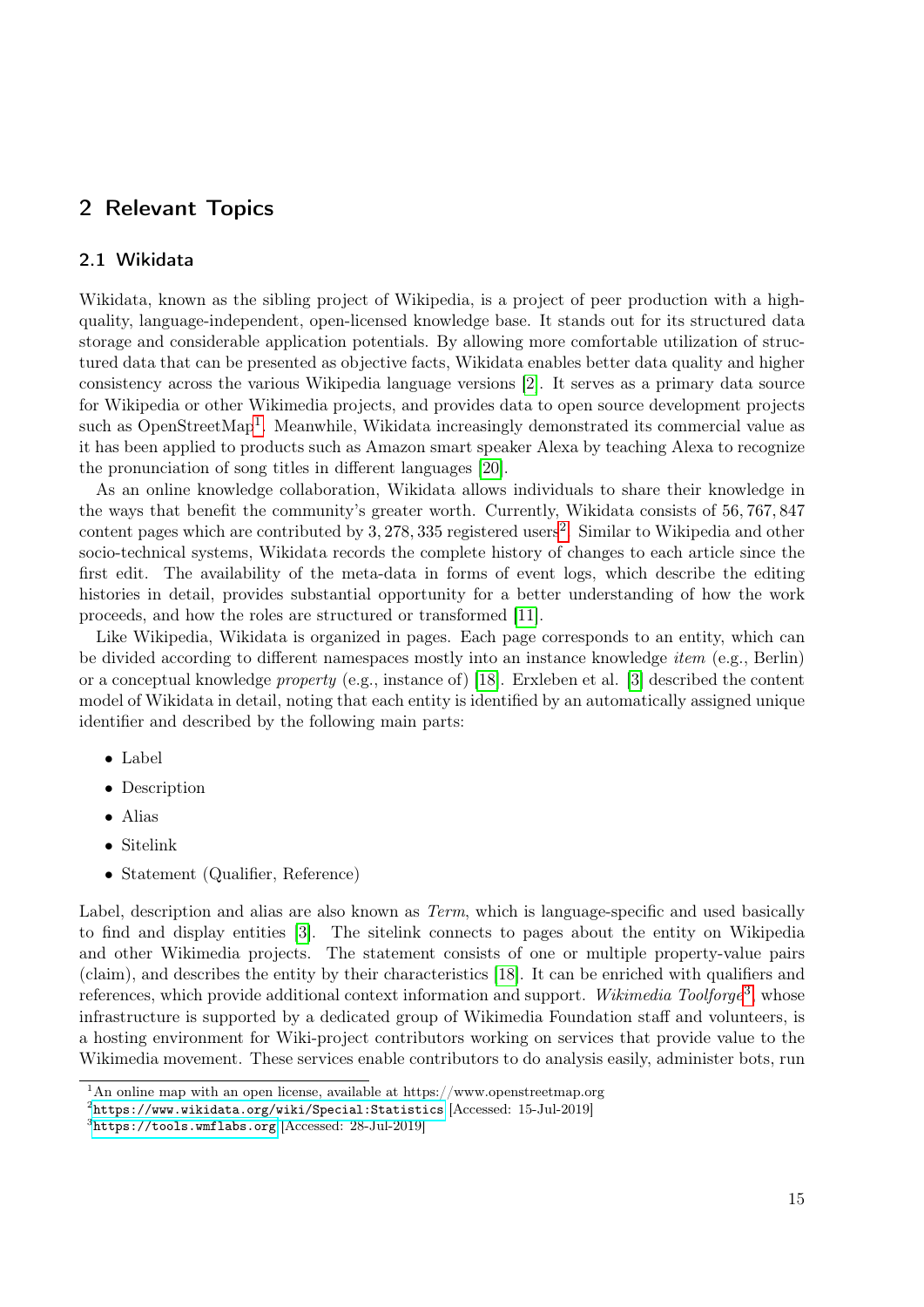# 2 Relevant Topics

## 2.1 Wikidata

Wikidata, known as the sibling project of Wikipedia, is a project of peer production with a high-quality, language-independent, open-licensed knowledge base. It stands out for its structured data storage and considerable application potentials. By allowing more comfortable utilization of structured data that can be presented as objective facts, Wikidata enables better data quality and higher consistency across the various Wikipedia language versions [2]. It serves as a primary data source for Wikipedia or other Wikimedia projects, and provides data to open source development projects such as OpenStreetMap[1]. Meanwhile, Wikidata increasingly demonstrated its commercial value as it has been applied to products such as Amazon smart speaker Alexa by teaching Alexa to recognize the pronunciation of song titles in different languages [20].

As an online knowledge collaboration, Wikidata allows individuals to share their knowledge in the ways that benefit the community's greater worth. Currently, Wikidata consists of 56, 767, 847 content pages which are contributed by 3, 278, 335 registered users[2]. Similar to Wikipedia and other socio-technical systems, Wikidata records the complete history of changes to each article since the first edit. The availability of the meta-data in forms of event logs, which describe the editing histories in detail, provides substantial opportunity for a better understanding of how the work proceeds, and how the roles are structured or transformed [11].

Like Wikipedia, Wikidata is organized in pages. Each page corresponds to an entity, which can be divided according to different namespaces mostly into an instance knowledge *item* (e.g., Berlin) or a conceptual knowledge *property* (e.g., instance of) [18]. Erxleben et al. [3] described the content model of Wikidata in detail, noting that each entity is identified by an automatically assigned unique identifier and described by the following main parts:

- Label
- Description
- Alias
- Sitelink
- Statement (Qualifier, Reference)

Label, description and alias are also known as *Term*, which is language-specific and used basically to find and display entities [3]. The sitelink connects to pages about the entity on Wikipedia and other Wikimedia projects. The statement consists of one or multiple property-value pairs (claim), and describes the entity by their characteristics [18]. It can be enriched with qualifiers and references, which provide additional context information and support. *Wikimedia Toolforge*[3], whose infrastructure is supported by a dedicated group of Wikimedia Foundation staff and volunteers, is a hosting environment for Wiki-project contributors working on services that provide value to the Wikimedia movement. These services enable contributors to do analysis easily, administer bots, run

[1] An online map with an open license, available at https://www.openstreetmap.org

[2] https://www.wikidata.org/wiki/Special:Statistics [Accessed: 15-Jul-2019]

[3] https://tools.wmflabs.org [Accessed: 28-Jul-2019]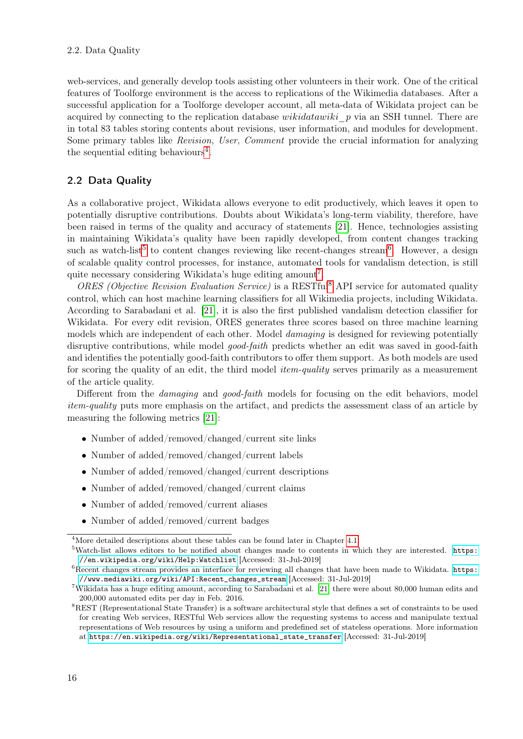web-services, and generally develop tools assisting other volunteers in their work. One of the critical features of Toolforge environment is the access to replications of the Wikimedia databases. After a successful application for a Toolforge developer account, all meta-data of Wikidata project can be acquired by connecting to the replication database *wikidatawiki_p* via an SSH tunnel. There are in total 83 tables storing contents about revisions, user information, and modules for development. Some primary tables like *Revision*, *User*, *Comment* provide the crucial information for analyzing the sequential editing behaviours[4].

## 2.2 Data Quality

As a collaborative project, Wikidata allows everyone to edit productively, which leaves it open to potentially disruptive contributions. Doubts about Wikidata's long-term viability, therefore, have been raised in terms of the quality and accuracy of statements [21]. Hence, technologies assisting in maintaining Wikidata's quality have been rapidly developed, from content changes tracking such as watch-list[5] to content changes reviewing like recent-changes stream[6]. However, a design of scalable quality control processes, for instance, automated tools for vandalism detection, is still quite necessary considering Wikidata's huge editing amount[7].

*ORES (Objective Revision Evaluation Service)* is a RESTful[8] API service for automated quality control, which can host machine learning classifiers for all Wikimedia projects, including Wikidata. According to Sarabadani et al. [21], it is also the first published vandalism detection classifier for Wikidata. For every edit revision, ORES generates three scores based on three machine learning models which are independent of each other. Model *damaging* is designed for reviewing potentially disruptive contributions, while model *good-faith* predicts whether an edit was saved in good-faith and identifies the potentially good-faith contributors to offer them support. As both models are used for scoring the quality of an edit, the third model *item-quality* serves primarily as a measurement of the article quality.

Different from the *damaging* and *good-faith* models for focusing on the edit behaviors, model *item-quality* puts more emphasis on the artifact, and predicts the assessment class of an article by measuring the following metrics [21]:

- Number of added/removed/changed/current site links
- Number of added/removed/changed/current labels
- Number of added/removed/changed/current descriptions
- Number of added/removed/changed/current claims
- Number of added/removed/current aliases
- Number of added/removed/current badges

[4] More detailed descriptions about these tables can be found later in Chapter 4.1

[5] Watch-list allows editors to be notified about changes made to contents in which they are interested. https://en.wikipedia.org/wiki/Help:Watchlist [Accessed: 31-Jul-2019]

[6] Recent changes stream provides an interface for reviewing all changes that have been made to Wikidata. https://www.mediawiki.org/wiki/API:Recent_changes_stream [Accessed: 31-Jul-2019]

[7] Wikidata has a huge editing amount, according to Sarabadani et al. [21] there were about 80,000 human edits and 200,000 automated edits per day in Feb. 2016.

[8] REST (Representational State Transfer) is a software architectural style that defines a set of constraints to be used for creating Web services, RESTful Web services allow the requesting systems to access and manipulate textual representations of Web resources by using a uniform and predefined set of stateless operations. More information at https://en.wikipedia.org/wiki/Representational_state_transfer [Accessed: 31-Jul-2019]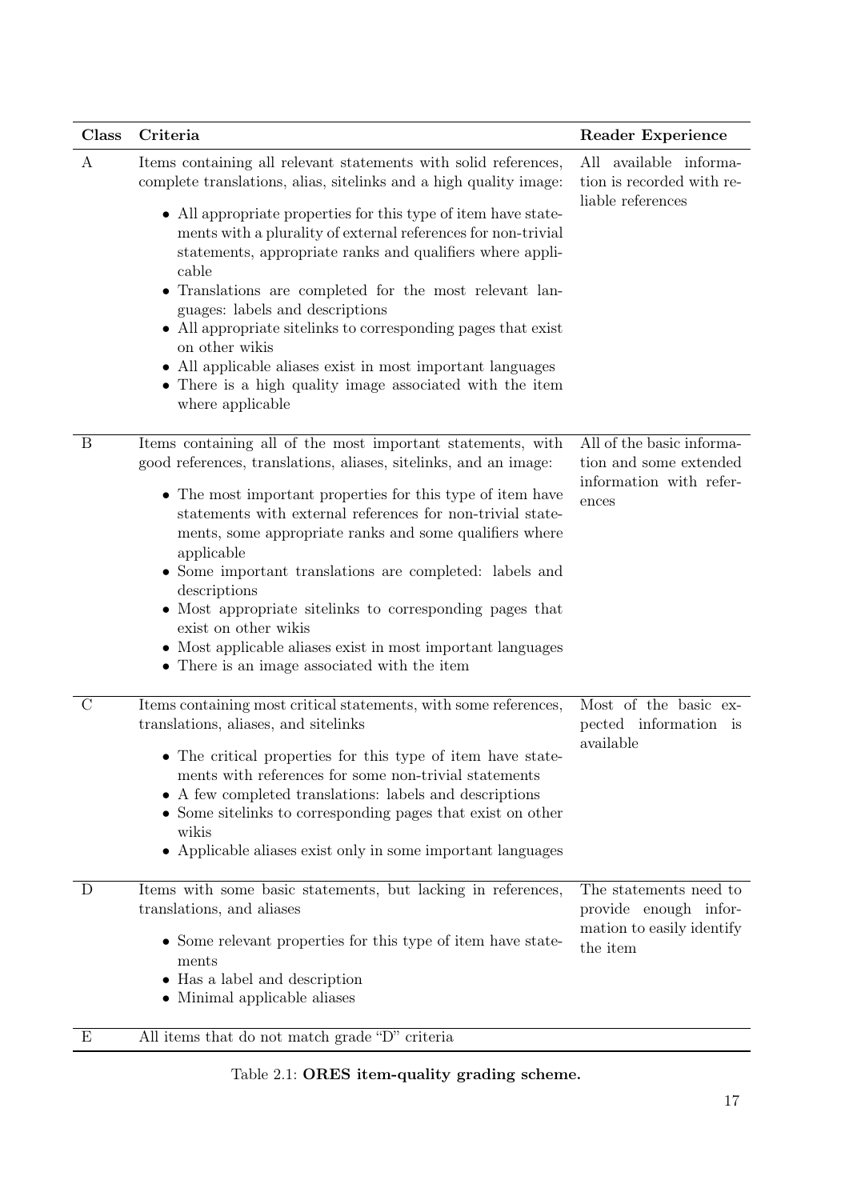| Class | Criteria | Reader Experience |
|---|---|---|
| A | Items containing all relevant statements with solid references, complete translations, alias, sitelinks and a high quality image: <br>• All appropriate properties for this type of item have statements with a plurality of external references for non-trivial statements, appropriate ranks and qualifiers where applicable <br>• Translations are completed for the most relevant languages: labels and descriptions <br>• All appropriate sitelinks to corresponding pages that exist on other wikis <br>• All applicable aliases exist in most important languages <br>• There is a high quality image associated with the item where applicable | All available information is recorded with reliable references |
| B | Items containing all of the most important statements, with good references, translations, aliases, sitelinks, and an image: <br>• The most important properties for this type of item have statements with external references for non-trivial statements, some appropriate ranks and some qualifiers where applicable <br>• Some important translations are completed: labels and descriptions <br>• Most appropriate sitelinks to corresponding pages that exist on other wikis <br>• Most applicable aliases exist in most important languages <br>• There is an image associated with the item | All of the basic information and some extended information with references |
| C | Items containing most critical statements, with some references, translations, aliases, and sitelinks <br>• The critical properties for this type of item have statements with references for some non-trivial statements <br>• A few completed translations: labels and descriptions <br>• Some sitelinks to corresponding pages that exist on other wikis <br>• Applicable aliases exist only in some important languages | Most of the basic expected information is available |
| D | Items with some basic statements, but lacking in references, translations, and aliases <br>• Some relevant properties for this type of item have statements <br>• Has a label and description <br>• Minimal applicable aliases | The statements need to provide enough information to easily identify the item |
| E | All items that do not match grade "D" criteria | |

Table 2.1: **ORES item-quality grading scheme.**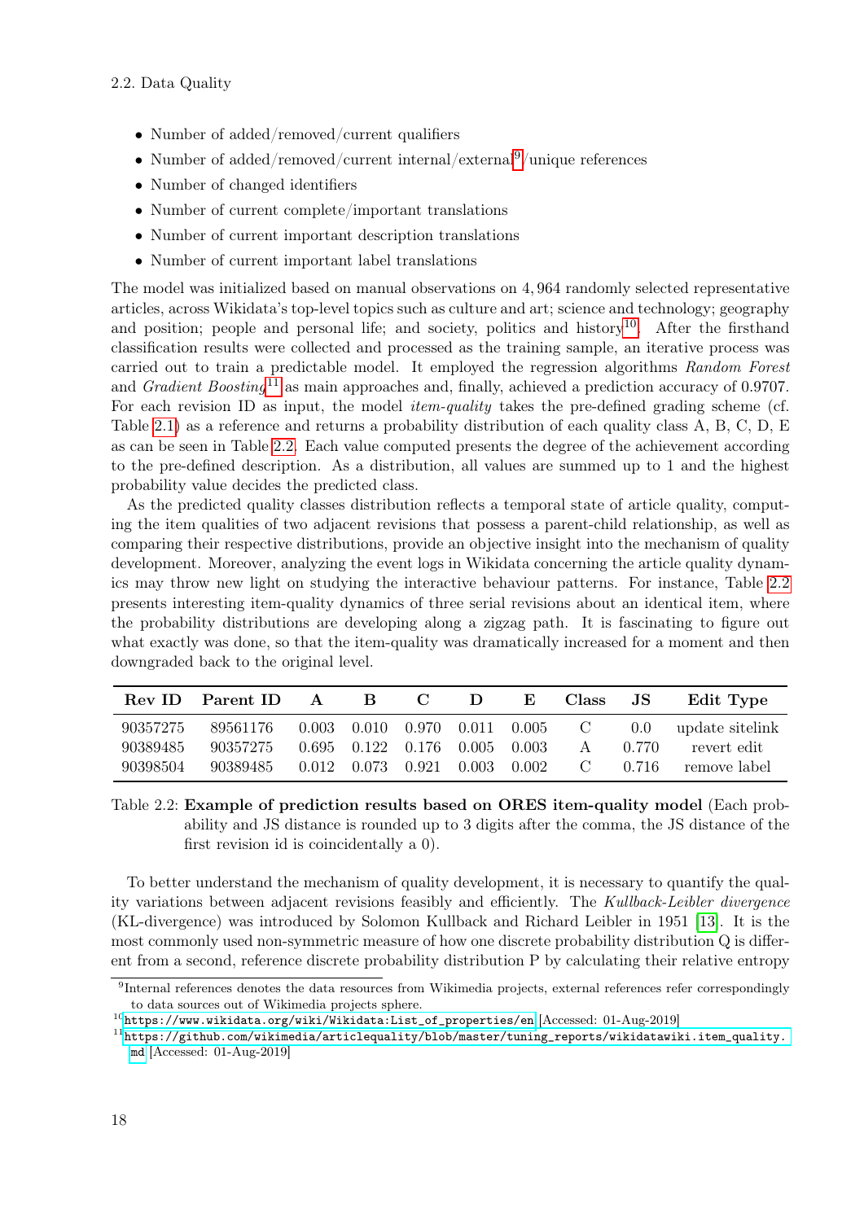- Number of added/removed/current qualifiers
- Number of added/removed/current internal/external[9]/unique references
- Number of changed identifiers
- Number of current complete/important translations
- Number of current important description translations
- Number of current important label translations

The model was initialized based on manual observations on 4,964 randomly selected representative articles, across Wikidata's top-level topics such as culture and art; science and technology; geography and position; people and personal life; and society, politics and history[10]. After the firsthand classification results were collected and processed as the training sample, an iterative process was carried out to train a predictable model. It employed the regression algorithms *Random Forest* and *Gradient Boosting*[11] as main approaches and, finally, achieved a prediction accuracy of 0.9707. For each revision ID as input, the model *item-quality* takes the pre-defined grading scheme (cf. Table 2.1) as a reference and returns a probability distribution of each quality class A, B, C, D, E as can be seen in Table 2.2. Each value computed presents the degree of the achievement according to the pre-defined description. As a distribution, all values are summed up to 1 and the highest probability value decides the predicted class.

As the predicted quality classes distribution reflects a temporal state of article quality, computing the item qualities of two adjacent revisions that possess a parent-child relationship, as well as comparing their respective distributions, provide an objective insight into the mechanism of quality development. Moreover, analyzing the event logs in Wikidata concerning the article quality dynamics may throw new light on studying the interactive behaviour patterns. For instance, Table 2.2 presents interesting item-quality dynamics of three serial revisions about an identical item, where the probability distributions are developing along a zigzag path. It is fascinating to figure out what exactly was done, so that the item-quality was dramatically increased for a moment and then downgraded back to the original level.

| Rev ID | Parent ID | A | B | C | D | E | Class | JS | Edit Type |
|---|---|---|---|---|---|---|---|---|---|
| 90357275 | 89561176 | 0.003 | 0.010 | 0.970 | 0.011 | 0.005 | C | 0.0 | update sitelink |
| 90389485 | 90357275 | 0.695 | 0.122 | 0.176 | 0.005 | 0.003 | A | 0.770 | revert edit |
| 90398504 | 90389485 | 0.012 | 0.073 | 0.921 | 0.003 | 0.002 | C | 0.716 | remove label |

Table 2.2: **Example of prediction results based on ORES item-quality model** (Each probability and JS distance is rounded up to 3 digits after the comma, the JS distance of the first revision id is coincidentally a 0).

To better understand the mechanism of quality development, it is necessary to quantify the quality variations between adjacent revisions feasibly and efficiently. The *Kullback-Leibler divergence* (KL-divergence) was introduced by Solomon Kullback and Richard Leibler in 1951 [13]. It is the most commonly used non-symmetric measure of how one discrete probability distribution Q is different from a second, reference discrete probability distribution P by calculating their relative entropy

---

[9] Internal references denotes the data resources from Wikimedia projects, external references refer correspondingly to data sources out of Wikimedia projects sphere.

[10] https://www.wikidata.org/wiki/Wikidata:List_of_properties/en [Accessed: 01-Aug-2019]

[11] https://github.com/wikimedia/articlequality/blob/master/tuning_reports/wikidatawiki.item_quality.md [Accessed: 01-Aug-2019]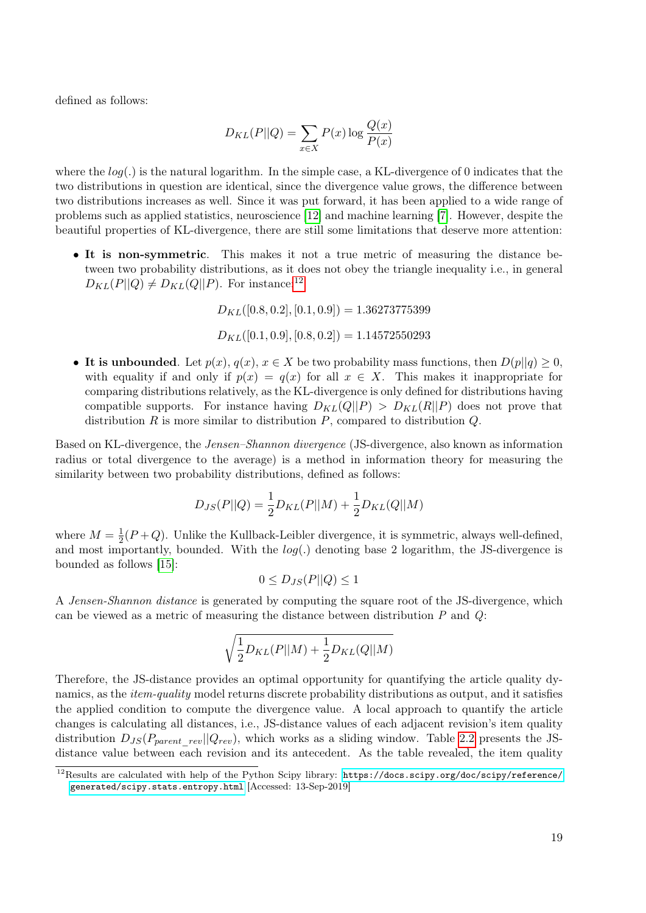defined as follows:

$$D_{KL}(P||Q) = \sum_{x \in X} P(x) \log \frac{Q(x)}{P(x)}$$

where the $log(.)$ is the natural logarithm. In the simple case, a KL-divergence of 0 indicates that the two distributions in question are identical, since the divergence value grows, the difference between two distributions increases as well. Since it was put forward, it has been applied to a wide range of problems such as applied statistics, neuroscience [12] and machine learning [7]. However, despite the beautiful properties of KL-divergence, there are still some limitations that deserve more attention:

- **It is non-symmetric**. This makes it not a true metric of measuring the distance between two probability distributions, as it does not obey the triangle inequality i.e., in general $D_{KL}(P||Q) \neq D_{KL}(Q||P)$. For instance:[12]

$$D_{KL}([0.8, 0.2], [0.1, 0.9]) = 1.36273775399$$

$$D_{KL}([0.1, 0.9], [0.8, 0.2]) = 1.14572550293$$

- **It is unbounded**. Let $p(x)$, $q(x)$, $x \in X$ be two probability mass functions, then $D(p||q) \geq 0$, with equality if and only if $p(x) = q(x)$ for all $x \in X$. This makes it inappropriate for comparing distributions relatively, as the KL-divergence is only defined for distributions having compatible supports. For instance having $D_{KL}(Q||P) > D_{KL}(R||P)$ does not prove that distribution $R$ is more similar to distribution $P$, compared to distribution $Q$.

Based on KL-divergence, the *Jensen–Shannon divergence* (JS-divergence, also known as information radius or total divergence to the average) is a method in information theory for measuring the similarity between two probability distributions, defined as follows:

$$D_{JS}(P||Q) = \frac{1}{2} D_{KL}(P||M) + \frac{1}{2} D_{KL}(Q||M)$$

where $M = \frac{1}{2}(P + Q)$. Unlike the Kullback-Leibler divergence, it is symmetric, always well-defined, and most importantly, bounded. With the $log(.)$ denoting base 2 logarithm, the JS-divergence is bounded as follows [15]:

$$0 \leq D_{JS}(P||Q) \leq 1$$

A *Jensen-Shannon distance* is generated by computing the square root of the JS-divergence, which can be viewed as a metric of measuring the distance between distribution $P$ and $Q$:

$$\sqrt{\frac{1}{2} D_{KL}(P||M) + \frac{1}{2} D_{KL}(Q||M)}$$

Therefore, the JS-distance provides an optimal opportunity for quantifying the article quality dynamics, as the *item-quality* model returns discrete probability distributions as output, and it satisfies the applied condition to compute the divergence value. A local approach to quantify the article changes is calculating all distances, i.e., JS-distance values of each adjacent revision's item quality distribution $D_{JS}(P_{parent\_rev}||Q_{rev})$, which works as a sliding window. Table 2.2 presents the JS-distance value between each revision and its antecedent. As the table revealed, the item quality

[12] Results are calculated with help of the Python Scipy library: https://docs.scipy.org/doc/scipy/reference/generated/scipy.stats.entropy.html [Accessed: 13-Sep-2019]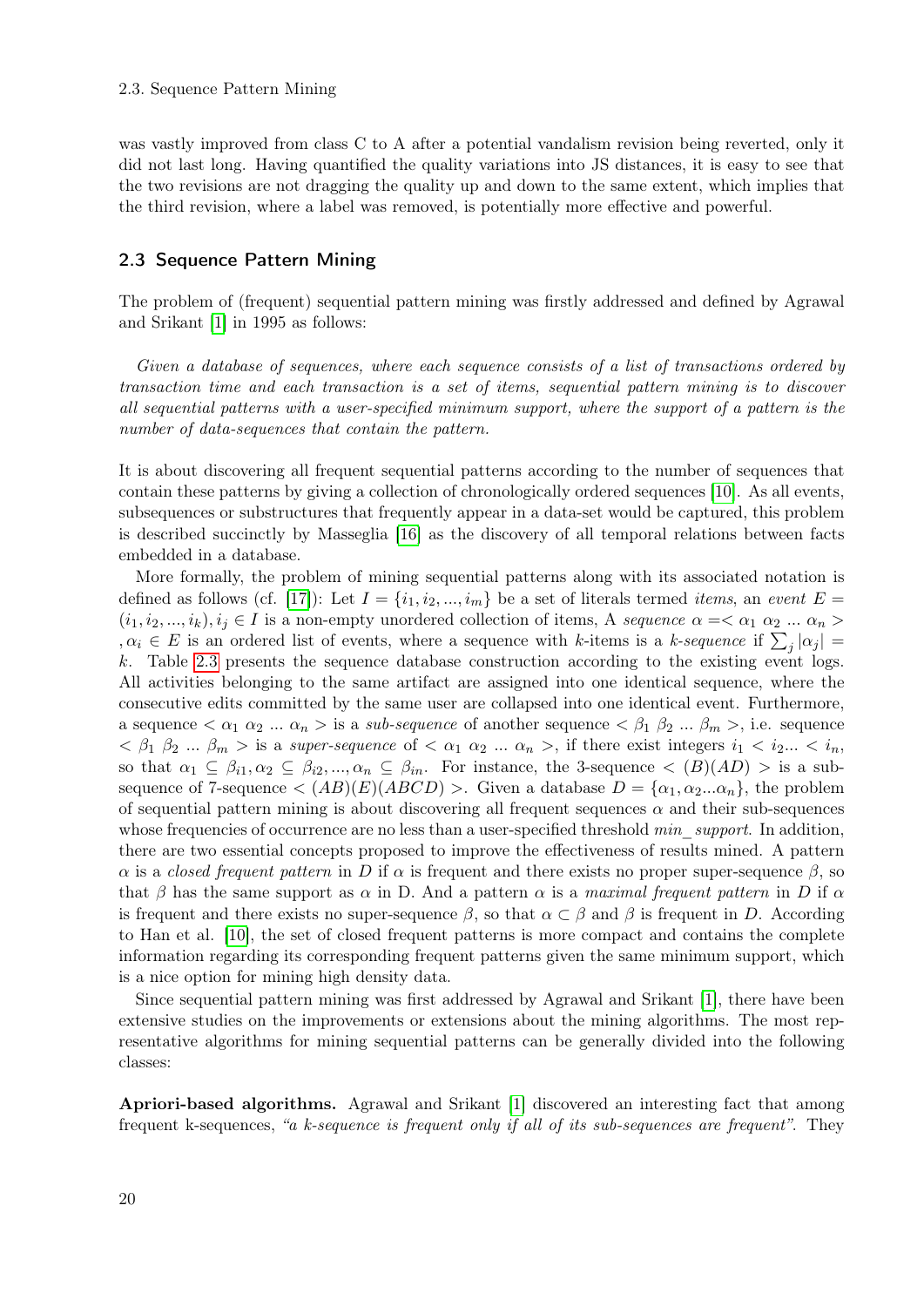was vastly improved from class C to A after a potential vandalism revision being reverted, only it did not last long. Having quantified the quality variations into JS distances, it is easy to see that the two revisions are not dragging the quality up and down to the same extent, which implies that the third revision, where a label was removed, is potentially more effective and powerful.

### 2.3 Sequence Pattern Mining

The problem of (frequent) sequential pattern mining was firstly addressed and defined by Agrawal and Srikant [1] in 1995 as follows:

*Given a database of sequences, where each sequence consists of a list of transactions ordered by transaction time and each transaction is a set of items, sequential pattern mining is to discover all sequential patterns with a user-specified minimum support, where the support of a pattern is the number of data-sequences that contain the pattern.*

It is about discovering all frequent sequential patterns according to the number of sequences that contain these patterns by giving a collection of chronologically ordered sequences [10]. As all events, subsequences or substructures that frequently appear in a data-set would be captured, this problem is described succinctly by Masseglia [16] as the discovery of all temporal relations between facts embedded in a database.

More formally, the problem of mining sequential patterns along with its associated notation is defined as follows (cf. [17]): Let $I = \{i_1, i_2, ..., i_m\}$ be a set of literals termed *items*, an *event* $E = (i_1, i_2, ..., i_k), i_j \in I$ is a non-empty unordered collection of items, A *sequence* $\alpha = < \alpha_1 \ \alpha_2 \ ... \ \alpha_n >$ $, \alpha_i \in E$ is an ordered list of events, where a sequence with $k$-items is a $k$-*sequence* if $\sum_j |\alpha_j| = k$. Table 2.3 presents the sequence database construction according to the existing event logs. All activities belonging to the same artifact are assigned into one identical sequence, where the consecutive edits committed by the same user are collapsed into one identical event. Furthermore, a sequence $< \alpha_1 \ \alpha_2 \ ... \ \alpha_n >$ is a *sub-sequence* of another sequence $< \beta_1 \ \beta_2 \ ... \ \beta_m >$, i.e. sequence $< \beta_1 \ \beta_2 \ ... \ \beta_m >$ is a *super-sequence* of $< \alpha_1 \ \alpha_2 \ ... \ \alpha_n >$, if there exist integers $i_1 < i_2 ... < i_n$, so that $\alpha_1 \subseteq \beta_{i1}, \alpha_2 \subseteq \beta_{i2}, ..., \alpha_n \subseteq \beta_{in}$. For instance, the 3-sequence $< (B)(AD) >$ is a sub-sequence of 7-sequence $< (AB)(E)(ABCD) >$. Given a database $D = \{\alpha_1, \alpha_2 ... \alpha_n\}$, the problem of sequential pattern mining is about discovering all frequent sequences $\alpha$ and their sub-sequences whose frequencies of occurrence are no less than a user-specified threshold *min_ support*. In addition, there are two essential concepts proposed to improve the effectiveness of results mined. A pattern $\alpha$ is a *closed frequent pattern* in $D$ if $\alpha$ is frequent and there exists no proper super-sequence $\beta$, so that $\beta$ has the same support as $\alpha$ in D. And a pattern $\alpha$ is a *maximal frequent pattern* in $D$ if $\alpha$ is frequent and there exists no super-sequence $\beta$, so that $\alpha \subset \beta$ and $\beta$ is frequent in $D$. According to Han et al. [10], the set of closed frequent patterns is more compact and contains the complete information regarding its corresponding frequent patterns given the same minimum support, which is a nice option for mining high density data.

Since sequential pattern mining was first addressed by Agrawal and Srikant [1], there have been extensive studies on the improvements or extensions about the mining algorithms. The most representative algorithms for mining sequential patterns can be generally divided into the following classes:

**Apriori-based algorithms.** Agrawal and Srikant [1] discovered an interesting fact that among frequent k-sequences, *"a k-sequence is frequent only if all of its sub-sequences are frequent"*. They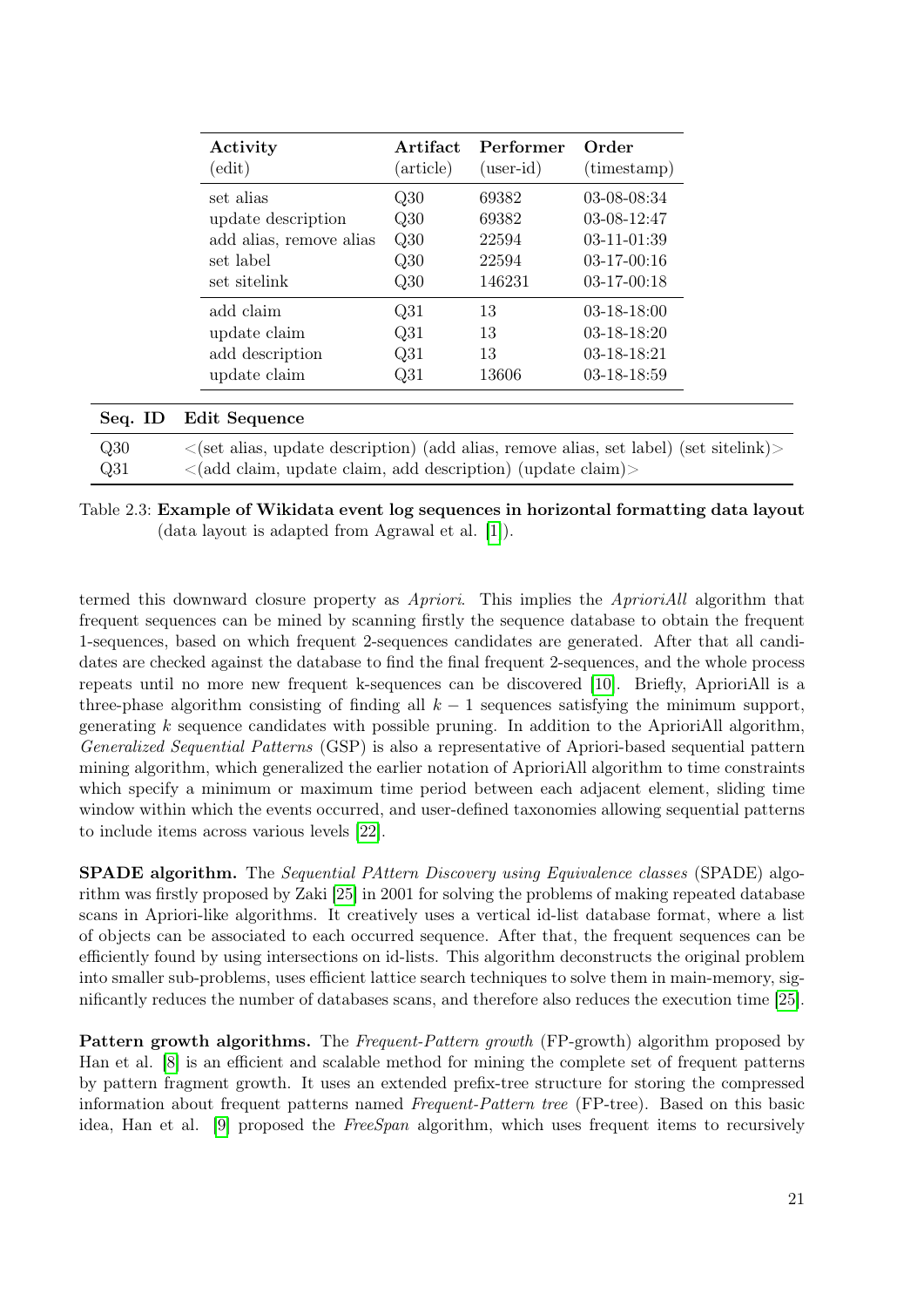| Activity (edit) | Artifact (article) | Performer (user-id) | Order (timestamp) |
|---|---|---|---|
| set alias | Q30 | 69382 | 03-08-08:34 |
| update description | Q30 | 69382 | 03-08-12:47 |
| add alias, remove alias | Q30 | 22594 | 03-11-01:39 |
| set label | Q30 | 22594 | 03-17-00:16 |
| set sitelink | Q30 | 146231 | 03-17-00:18 |
| add claim | Q31 | 13 | 03-18-18:00 |
| update claim | Q31 | 13 | 03-18-18:20 |
| add description | Q31 | 13 | 03-18-18:21 |
| update claim | Q31 | 13606 | 03-18-18:59 |

| Seq. ID | Edit Sequence |
|---|---|
| Q30 | <(set alias, update description) (add alias, remove alias, set label) (set sitelink)> |
| Q31 | <(add claim, update claim, add description) (update claim)> |

Table 2.3: **Example of Wikidata event log sequences in horizontal formatting data layout** (data layout is adapted from Agrawal et al. [1]).

termed this downward closure property as *Apriori*. This implies the *AprioriAll* algorithm that frequent sequences can be mined by scanning firstly the sequence database to obtain the frequent 1-sequences, based on which frequent 2-sequences candidates are generated. After that all candidates are checked against the database to find the final frequent 2-sequences, and the whole process repeats until no more new frequent k-sequences can be discovered [10]. Briefly, AprioriAll is a three-phase algorithm consisting of finding all $k-1$ sequences satisfying the minimum support, generating $k$ sequence candidates with possible pruning. In addition to the AprioriAll algorithm, *Generalized Sequential Patterns* (GSP) is also a representative of Apriori-based sequential pattern mining algorithm, which generalized the earlier notation of AprioriAll algorithm to time constraints which specify a minimum or maximum time period between each adjacent element, sliding time window within which the events occurred, and user-defined taxonomies allowing sequential patterns to include items across various levels [22].

**SPADE algorithm.** The *Sequential PAttern Discovery using Equivalence classes* (SPADE) algorithm was firstly proposed by Zaki [25] in 2001 for solving the problems of making repeated database scans in Apriori-like algorithms. It creatively uses a vertical id-list database format, where a list of objects can be associated to each occurred sequence. After that, the frequent sequences can be efficiently found by using intersections on id-lists. This algorithm deconstructs the original problem into smaller sub-problems, uses efficient lattice search techniques to solve them in main-memory, significantly reduces the number of databases scans, and therefore also reduces the execution time [25].

**Pattern growth algorithms.** The *Frequent-Pattern growth* (FP-growth) algorithm proposed by Han et al. [8] is an efficient and scalable method for mining the complete set of frequent patterns by pattern fragment growth. It uses an extended prefix-tree structure for storing the compressed information about frequent patterns named *Frequent-Pattern tree* (FP-tree). Based on this basic idea, Han et al. [9] proposed the *FreeSpan* algorithm, which uses frequent items to recursively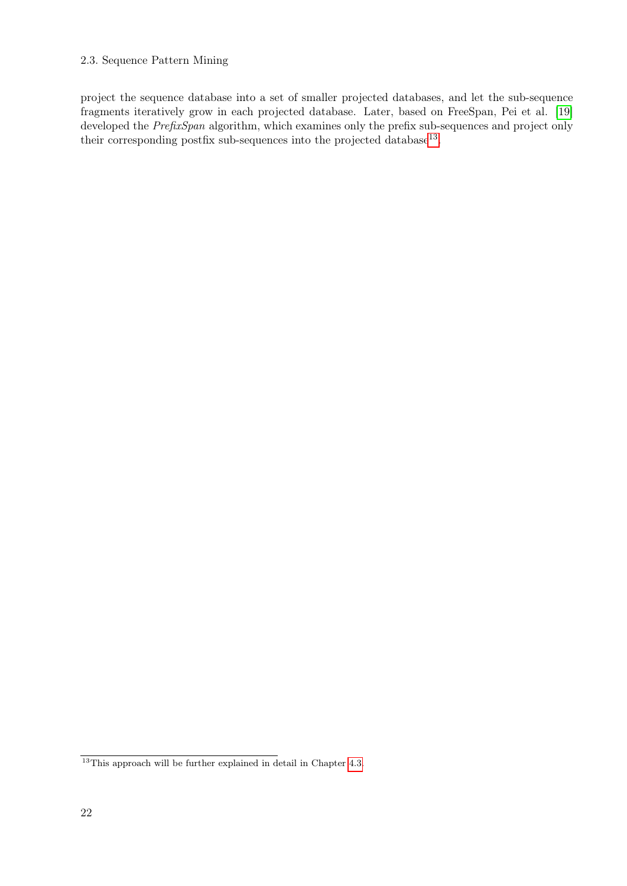project the sequence database into a set of smaller projected databases, and let the sub-sequence fragments iteratively grow in each projected database. Later, based on FreeSpan, Pei et al. [19] developed the *PrefixSpan* algorithm, which examines only the prefix sub-sequences and project only their corresponding postfix sub-sequences into the projected database[13].

[13]This approach will be further explained in detail in Chapter 4.3.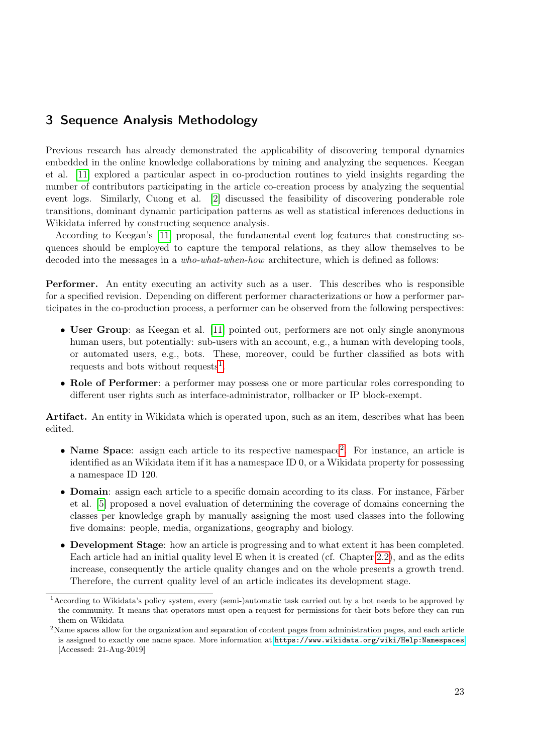# 3 Sequence Analysis Methodology

Previous research has already demonstrated the applicability of discovering temporal dynamics embedded in the online knowledge collaborations by mining and analyzing the sequences. Keegan et al. [11] explored a particular aspect in co-production routines to yield insights regarding the number of contributors participating in the article co-creation process by analyzing the sequential event logs. Similarly, Cuong et al. [2] discussed the feasibility of discovering ponderable role transitions, dominant dynamic participation patterns as well as statistical inferences deductions in Wikidata inferred by constructing sequence analysis.

According to Keegan's [11] proposal, the fundamental event log features that constructing sequences should be employed to capture the temporal relations, as they allow themselves to be decoded into the messages in a *who-what-when-how* architecture, which is defined as follows:

**Performer.** An entity executing an activity such as a user. This describes who is responsible for a specified revision. Depending on different performer characterizations or how a performer participates in the co-production process, a performer can be observed from the following perspectives:

- **User Group**: as Keegan et al. [11] pointed out, performers are not only single anonymous human users, but potentially: sub-users with an account, e.g., a human with developing tools, or automated users, e.g., bots. These, moreover, could be further classified as bots with requests and bots without requests[1].
- **Role of Performer**: a performer may possess one or more particular roles corresponding to different user rights such as interface-administrator, rollbacker or IP block-exempt.

**Artifact.** An entity in Wikidata which is operated upon, such as an item, describes what has been edited.

- **Name Space**: assign each article to its respective namespace[2]. For instance, an article is identified as an Wikidata item if it has a namespace ID 0, or a Wikidata property for possessing a namespace ID 120.
- **Domain**: assign each article to a specific domain according to its class. For instance, Färber et al. [5] proposed a novel evaluation of determining the coverage of domains concerning the classes per knowledge graph by manually assigning the most used classes into the following five domains: people, media, organizations, geography and biology.
- **Development Stage**: how an article is progressing and to what extent it has been completed. Each article had an initial quality level E when it is created (cf. Chapter 2.2), and as the edits increase, consequently the article quality changes and on the whole presents a growth trend. Therefore, the current quality level of an article indicates its development stage.

[1] According to Wikidata's policy system, every (semi-)automatic task carried out by a bot needs to be approved by the community. It means that operators must open a request for permissions for their bots before they can run them on Wikidata

[2] Name spaces allow for the organization and separation of content pages from administration pages, and each article is assigned to exactly one name space. More information at https://www.wikidata.org/wiki/Help:Namespaces [Accessed: 21-Aug-2019]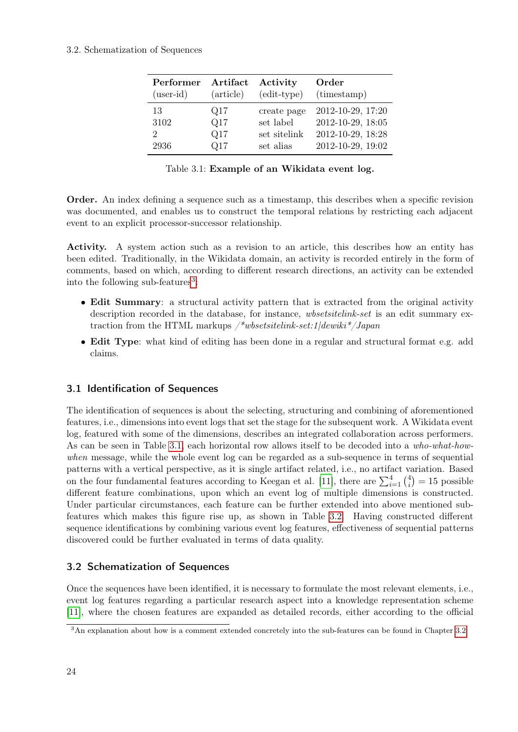| **Performer** (user-id) | **Artifact** (article) | **Activity** (edit-type) | **Order** (timestamp) |
|---|---|---|---|
| 13 | Q17 | create page | 2012-10-29, 17:20 |
| 3102 | Q17 | set label | 2012-10-29, 18:05 |
| 2 | Q17 | set sitelink | 2012-10-29, 18:28 |
| 2936 | Q17 | set alias | 2012-10-29, 19:02 |

Table 3.1: **Example of an Wikidata event log.**

**Order.** An index defining a sequence such as a timestamp, this describes when a specific revision was documented, and enables us to construct the temporal relations by restricting each adjacent event to an explicit processor-successor relationship.

**Activity.** A system action such as a revision to an article, this describes how an entity has been edited. Traditionally, in the Wikidata domain, an activity is recorded entirely in the form of comments, based on which, according to different research directions, an activity can be extended into the following sub-features[3]:

- **Edit Summary**: a structural activity pattern that is extracted from the original activity description recorded in the database, for instance, *wbsetsitelink-set* is an edit summary extraction from the HTML markups */\*wbsetsitelink-set:1|dewiki\*/Japan*
- **Edit Type**: what kind of editing has been done in a regular and structural format e.g. add claims.

## 3.1 Identification of Sequences

The identification of sequences is about the selecting, structuring and combining of aforementioned features, i.e., dimensions into event logs that set the stage for the subsequent work. A Wikidata event log, featured with some of the dimensions, describes an integrated collaboration across performers. As can be seen in Table 3.1, each horizontal row allows itself to be decoded into a *who-what-how-when* message, while the whole event log can be regarded as a sub-sequence in terms of sequential patterns with a vertical perspective, as it is single artifact related, i.e., no artifact variation. Based on the four fundamental features according to Keegan et al. [11], there are $\sum_{i=1}^{4} \binom{4}{i} = 15$ possible different feature combinations, upon which an event log of multiple dimensions is constructed. Under particular circumstances, each feature can be further extended into above mentioned sub-features which makes this figure rise up, as shown in Table 3.2. Having constructed different sequence identifications by combining various event log features, effectiveness of sequential patterns discovered could be further evaluated in terms of data quality.

## 3.2 Schematization of Sequences

Once the sequences have been identified, it is necessary to formulate the most relevant elements, i.e., event log features regarding a particular research aspect into a knowledge representation scheme [11], where the chosen features are expanded as detailed records, either according to the official

[3] An explanation about how is a comment extended concretely into the sub-features can be found in Chapter 3.2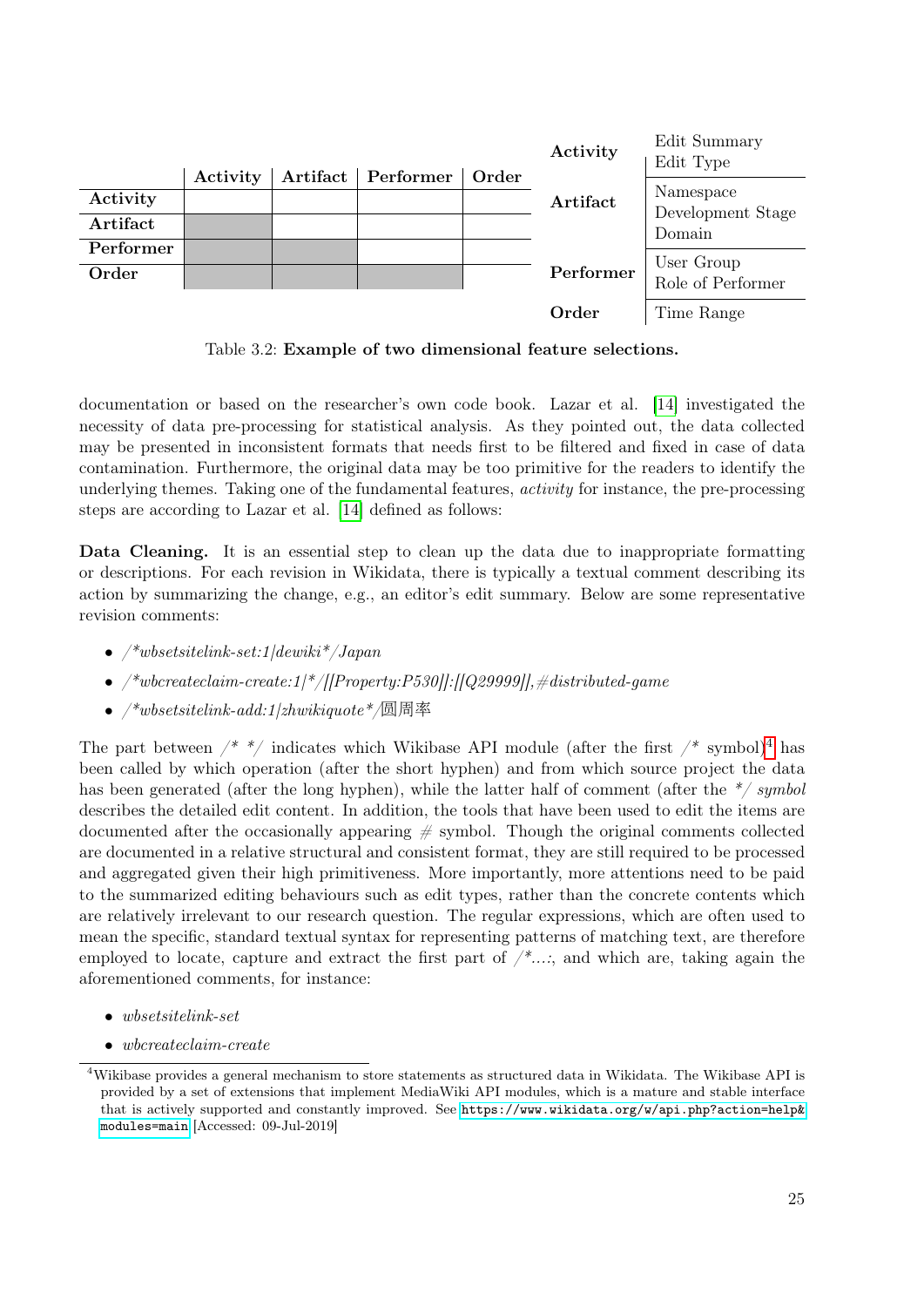| | Activity | Artifact | Performer | Order |
|---|---|---|---|---|
| **Activity** | | | | |
| **Artifact** | | | | |
| **Performer** | | | | |
| **Order** | | | | |

| | |
|---|---|
| **Activity** | Edit Summary<br>Edit Type |
| **Artifact** | Namespace<br>Development Stage<br>Domain |
| **Performer** | User Group<br>Role of Performer |
| **Order** | Time Range |

Table 3.2: **Example of two dimensional feature selections.**

documentation or based on the researcher's own code book. Lazar et al. [14] investigated the necessity of data pre-processing for statistical analysis. As they pointed out, the data collected may be presented in inconsistent formats that needs first to be filtered and fixed in case of data contamination. Furthermore, the original data may be too primitive for the readers to identify the underlying themes. Taking one of the fundamental features, *activity* for instance, the pre-processing steps are according to Lazar et al. [14] defined as follows:

**Data Cleaning.** It is an essential step to clean up the data due to inappropriate formatting or descriptions. For each revision in Wikidata, there is typically a textual comment describing its action by summarizing the change, e.g., an editor's edit summary. Below are some representative revision comments:

- */*wbsetsitelink-set:1|dewiki*/Japan*
- */*wbcreateclaim-create:1|*/[[Property:P530]]:[[Q29999]],#distributed-game*
- */*wbsetsitelink-add:1|zhwikiquote*/圆周率*

The part between /* */ indicates which Wikibase API module (after the first /* symbol)[4] has been called by which operation (after the short hyphen) and from which source project the data has been generated (after the long hyphen), while the latter half of comment (after the */ *symbol* describes the detailed edit content. In addition, the tools that have been used to edit the items are documented after the occasionally appearing # symbol. Though the original comments collected are documented in a relative structural and consistent format, they are still required to be processed and aggregated given their high primitiveness. More importantly, more attentions need to be paid to the summarized editing behaviours such as edit types, rather than the concrete contents which are relatively irrelevant to our research question. The regular expressions, which are often used to mean the specific, standard textual syntax for representing patterns of matching text, are therefore employed to locate, capture and extract the first part of */*...:*, and which are, taking again the aforementioned comments, for instance:

- *wbsetsitelink-set*
- *wbcreateclaim-create*

[4] Wikibase provides a general mechanism to store statements as structured data in Wikidata. The Wikibase API is provided by a set of extensions that implement MediaWiki API modules, which is a mature and stable interface that is actively supported and constantly improved. See https://www.wikidata.org/w/api.php?action=help&modules=main [Accessed: 09-Jul-2019]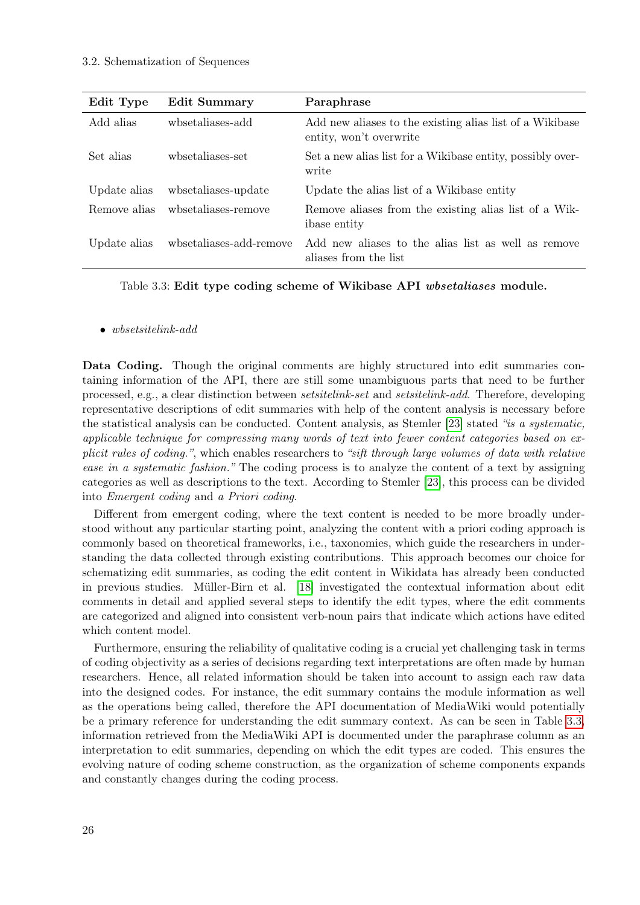| Edit Type | Edit Summary | Paraphrase |
|---|---|---|
| Add alias | wbsetaliases-add | Add new aliases to the existing alias list of a Wikibase entity, won't overwrite |
| Set alias | wbsetaliases-set | Set a new alias list for a Wikibase entity, possibly overwrite |
| Update alias | wbsetaliases-update | Update the alias list of a Wikibase entity |
| Remove alias | wbsetaliases-remove | Remove aliases from the existing alias list of a Wikibase entity |
| Update alias | wbsetaliases-add-remove | Add new aliases to the alias list as well as remove aliases from the list |

Table 3.3: **Edit type coding scheme of Wikibase API *wbsetaliases* module.**

- *wbsetsitelink-add*

**Data Coding.** Though the original comments are highly structured into edit summaries containing information of the API, there are still some unambiguous parts that need to be further processed, e.g., a clear distinction between *setsitelink-set* and *setsitelink-add*. Therefore, developing representative descriptions of edit summaries with help of the content analysis is necessary before the statistical analysis can be conducted. Content analysis, as Stemler [23] stated *"is a systematic, applicable technique for compressing many words of text into fewer content categories based on explicit rules of coding."*, which enables researchers to *"sift through large volumes of data with relative ease in a systematic fashion."* The coding process is to analyze the content of a text by assigning categories as well as descriptions to the text. According to Stemler [23], this process can be divided into *Emergent coding* and *a Priori coding*.

Different from emergent coding, where the text content is needed to be more broadly understood without any particular starting point, analyzing the content with a priori coding approach is commonly based on theoretical frameworks, i.e., taxonomies, which guide the researchers in understanding the data collected through existing contributions. This approach becomes our choice for schematizing edit summaries, as coding the edit content in Wikidata has already been conducted in previous studies. Müller-Birn et al. [18] investigated the contextual information about edit comments in detail and applied several steps to identify the edit types, where the edit comments are categorized and aligned into consistent verb-noun pairs that indicate which actions have edited which content model.

Furthermore, ensuring the reliability of qualitative coding is a crucial yet challenging task in terms of coding objectivity as a series of decisions regarding text interpretations are often made by human researchers. Hence, all related information should be taken into account to assign each raw data into the designed codes. For instance, the edit summary contains the module information as well as the operations being called, therefore the API documentation of MediaWiki would potentially be a primary reference for understanding the edit summary context. As can be seen in Table 3.3, information retrieved from the MediaWiki API is documented under the paraphrase column as an interpretation to edit summaries, depending on which the edit types are coded. This ensures the evolving nature of coding scheme construction, as the organization of scheme components expands and constantly changes during the coding process.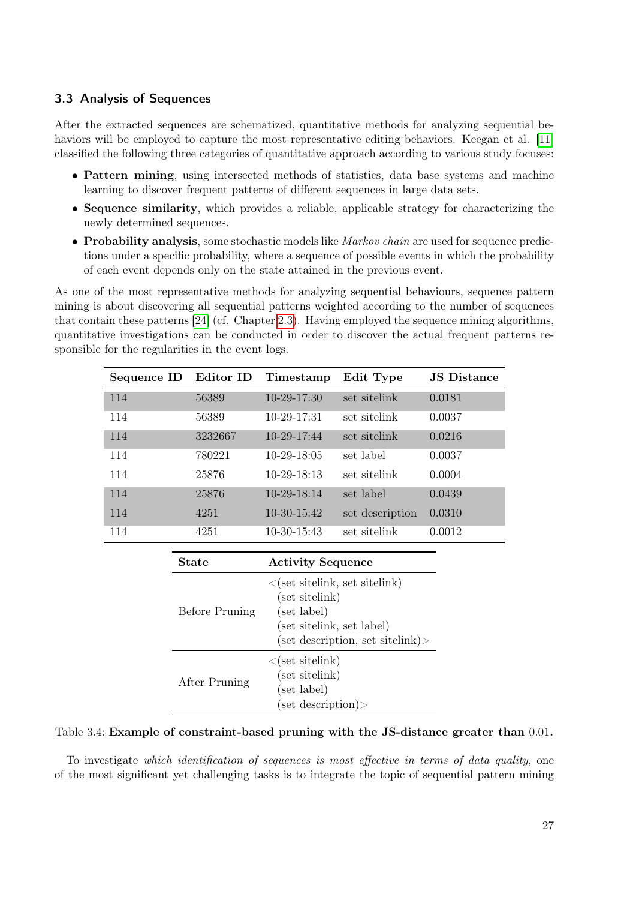### 3.3 Analysis of Sequences

After the extracted sequences are schematized, quantitative methods for analyzing sequential behaviors will be employed to capture the most representative editing behaviors. Keegan et al. [11] classified the following three categories of quantitative approach according to various study focuses:

- **Pattern mining**, using intersected methods of statistics, data base systems and machine learning to discover frequent patterns of different sequences in large data sets.
- **Sequence similarity**, which provides a reliable, applicable strategy for characterizing the newly determined sequences.
- **Probability analysis**, some stochastic models like *Markov chain* are used for sequence predictions under a specific probability, where a sequence of possible events in which the probability of each event depends only on the state attained in the previous event.

As one of the most representative methods for analyzing sequential behaviours, sequence pattern mining is about discovering all sequential patterns weighted according to the number of sequences that contain these patterns [24] (cf. Chapter 2.3). Having employed the sequence mining algorithms, quantitative investigations can be conducted in order to discover the actual frequent patterns responsible for the regularities in the event logs.

| Sequence ID | Editor ID | Timestamp | Edit Type | JS Distance |
|---|---|---|---|---|
| 114 | 56389 | 10-29-17:30 | set sitelink | 0.0181 |
| 114 | 56389 | 10-29-17:31 | set sitelink | 0.0037 |
| 114 | 3232667 | 10-29-17:44 | set sitelink | 0.0216 |
| 114 | 780221 | 10-29-18:05 | set label | 0.0037 |
| 114 | 25876 | 10-29-18:13 | set sitelink | 0.0004 |
| 114 | 25876 | 10-29-18:14 | set label | 0.0439 |
| 114 | 4251 | 10-30-15:42 | set description | 0.0310 |
| 114 | 4251 | 10-30-15:43 | set sitelink | 0.0012 |

| State | Activity Sequence |
|---|---|
| Before Pruning | <(set sitelink, set sitelink) (set sitelink) (set label) (set sitelink, set label) (set description, set sitelink)> |
| After Pruning | <(set sitelink) (set sitelink) (set label) (set description)> |

Table 3.4: **Example of constraint-based pruning with the JS-distance greater than** 0.01**.**

To investigate *which identification of sequences is most effective in terms of data quality*, one of the most significant yet challenging tasks is to integrate the topic of sequential pattern mining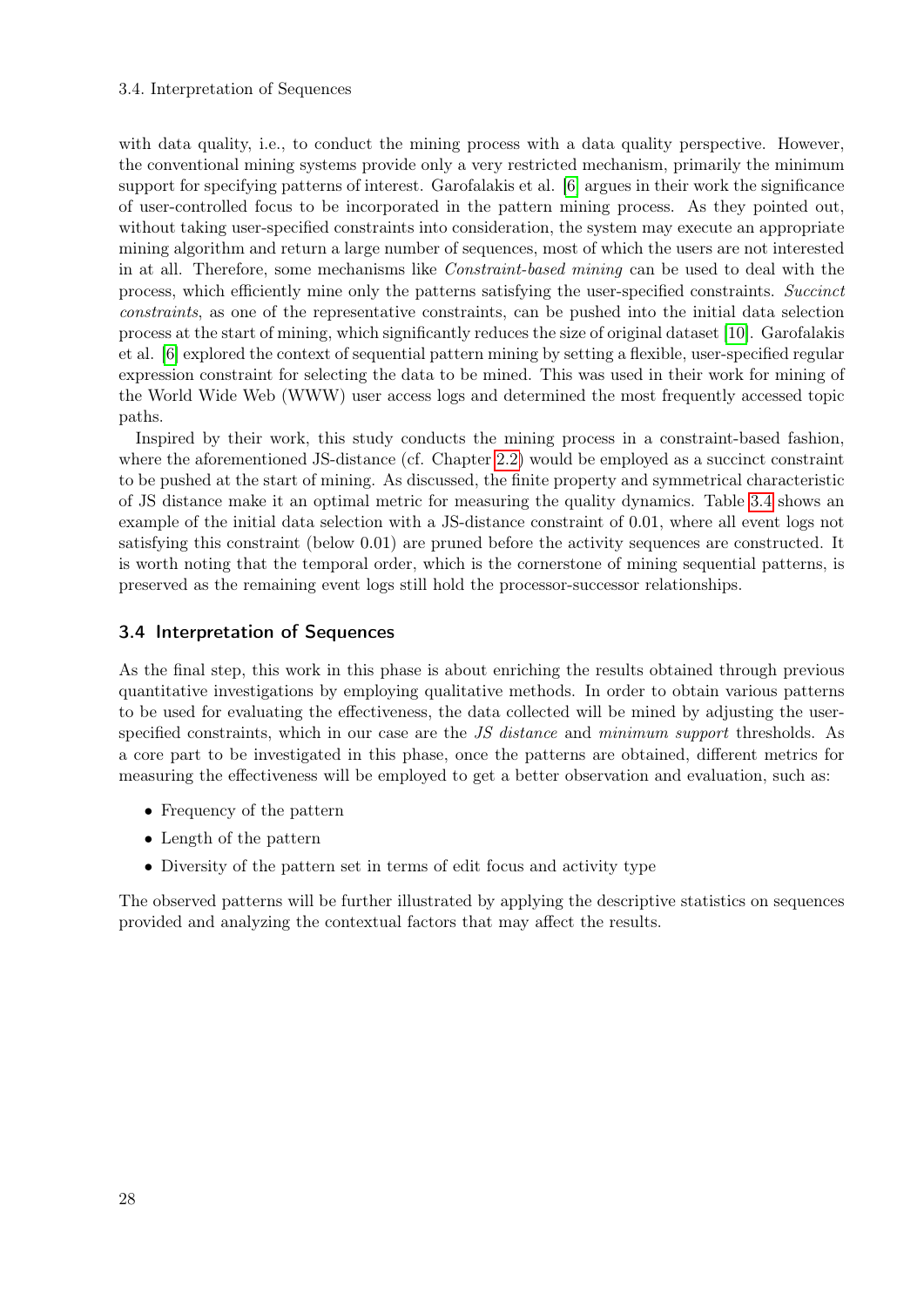with data quality, i.e., to conduct the mining process with a data quality perspective. However, the conventional mining systems provide only a very restricted mechanism, primarily the minimum support for specifying patterns of interest. Garofalakis et al. [6] argues in their work the significance of user-controlled focus to be incorporated in the pattern mining process. As they pointed out, without taking user-specified constraints into consideration, the system may execute an appropriate mining algorithm and return a large number of sequences, most of which the users are not interested in at all. Therefore, some mechanisms like *Constraint-based mining* can be used to deal with the process, which efficiently mine only the patterns satisfying the user-specified constraints. *Succinct constraints*, as one of the representative constraints, can be pushed into the initial data selection process at the start of mining, which significantly reduces the size of original dataset [10]. Garofalakis et al. [6] explored the context of sequential pattern mining by setting a flexible, user-specified regular expression constraint for selecting the data to be mined. This was used in their work for mining of the World Wide Web (WWW) user access logs and determined the most frequently accessed topic paths.

Inspired by their work, this study conducts the mining process in a constraint-based fashion, where the aforementioned JS-distance (cf. Chapter 2.2) would be employed as a succinct constraint to be pushed at the start of mining. As discussed, the finite property and symmetrical characteristic of JS distance make it an optimal metric for measuring the quality dynamics. Table 3.4 shows an example of the initial data selection with a JS-distance constraint of 0.01, where all event logs not satisfying this constraint (below 0.01) are pruned before the activity sequences are constructed. It is worth noting that the temporal order, which is the cornerstone of mining sequential patterns, is preserved as the remaining event logs still hold the processor-successor relationships.

## 3.4 Interpretation of Sequences

As the final step, this work in this phase is about enriching the results obtained through previous quantitative investigations by employing qualitative methods. In order to obtain various patterns to be used for evaluating the effectiveness, the data collected will be mined by adjusting the user-specified constraints, which in our case are the *JS distance* and *minimum support* thresholds. As a core part to be investigated in this phase, once the patterns are obtained, different metrics for measuring the effectiveness will be employed to get a better observation and evaluation, such as:

- Frequency of the pattern
- Length of the pattern
- Diversity of the pattern set in terms of edit focus and activity type

The observed patterns will be further illustrated by applying the descriptive statistics on sequences provided and analyzing the contextual factors that may affect the results.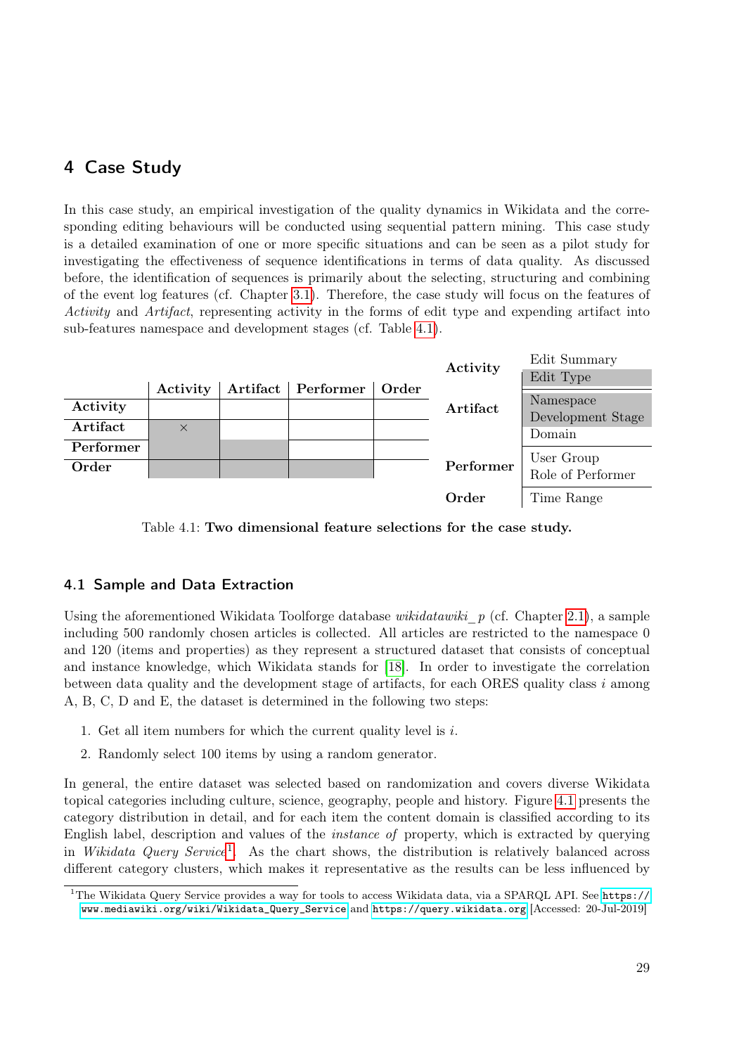# 4 Case Study

In this case study, an empirical investigation of the quality dynamics in Wikidata and the corresponding editing behaviours will be conducted using sequential pattern mining. This case study is a detailed examination of one or more specific situations and can be seen as a pilot study for investigating the effectiveness of sequence identifications in terms of data quality. As discussed before, the identification of sequences is primarily about the selecting, structuring and combining of the event log features (cf. Chapter 3.1). Therefore, the case study will focus on the features of *Activity* and *Artifact*, representing activity in the forms of edit type and expending artifact into sub-features namespace and development stages (cf. Table 4.1).

| | Activity | Artifact | Performer | Order |
|---|---|---|---|---|
| **Activity** | | | | |
| **Artifact** | × | | | |
| **Performer** | | | | |
| **Order** | | | | |

| | |
|---|---|
| **Activity** | Edit Summary |
| | Edit Type |
| **Artifact** | Namespace |
| | Development Stage |
| | Domain |
| **Performer** | User Group |
| | Role of Performer |
| **Order** | Time Range |

Table 4.1: **Two dimensional feature selections for the case study.**

## 4.1 Sample and Data Extraction

Using the aforementioned Wikidata Toolforge database *wikidatawiki_p* (cf. Chapter 2.1), a sample including 500 randomly chosen articles is collected. All articles are restricted to the namespace 0 and 120 (items and properties) as they represent a structured dataset that consists of conceptual and instance knowledge, which Wikidata stands for [18]. In order to investigate the correlation between data quality and the development stage of artifacts, for each ORES quality class $i$ among A, B, C, D and E, the dataset is determined in the following two steps:

1. Get all item numbers for which the current quality level is $i$.
2. Randomly select 100 items by using a random generator.

In general, the entire dataset was selected based on randomization and covers diverse Wikidata topical categories including culture, science, geography, people and history. Figure 4.1 presents the category distribution in detail, and for each item the content domain is classified according to its English label, description and values of the *instance of* property, which is extracted by querying in *Wikidata Query Service*[1]. As the chart shows, the distribution is relatively balanced across different category clusters, which makes it representative as the results can be less influenced by

[1]The Wikidata Query Service provides a way for tools to access Wikidata data, via a SPARQL API. See https://www.mediawiki.org/wiki/Wikidata_Query_Service and https://query.wikidata.org [Accessed: 20-Jul-2019]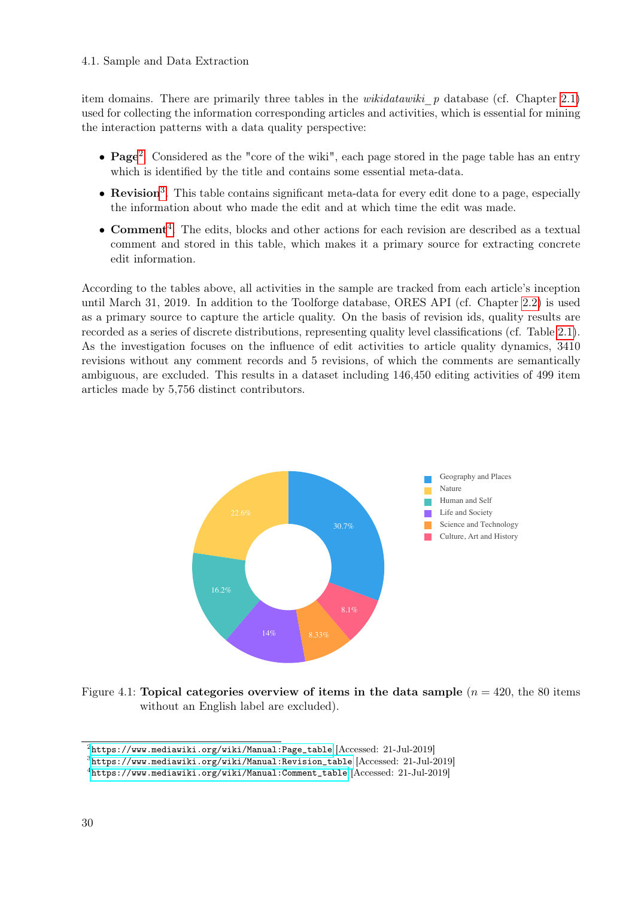item domains. There are primarily three tables in the *wikidatawiki_p* database (cf. Chapter 2.1) used for collecting the information corresponding articles and activities, which is essential for mining the interaction patterns with a data quality perspective:

- **Page**[2]: Considered as the "core of the wiki", each page stored in the page table has an entry which is identified by the title and contains some essential meta-data.
- **Revision**[3]: This table contains significant meta-data for every edit done to a page, especially the information about who made the edit and at which time the edit was made.
- **Comment**[4]: The edits, blocks and other actions for each revision are described as a textual comment and stored in this table, which makes it a primary source for extracting concrete edit information.

According to the tables above, all activities in the sample are tracked from each article's inception until March 31, 2019. In addition to the Toolforge database, ORES API (cf. Chapter 2.2) is used as a primary source to capture the article quality. On the basis of revision ids, quality results are recorded as a series of discrete distributions, representing quality level classifications (cf. Table 2.1). As the investigation focuses on the influence of edit activities to article quality dynamics, 3410 revisions without any comment records and 5 revisions, of which the comments are semantically ambiguous, are excluded. This results in a dataset including 146,450 editing activities of 499 item articles made by 5,756 distinct contributors.

Figure 4.1: **Topical categories overview of items in the data sample** ($n = 420$, the 80 items without an English label are excluded).

[2] https://www.mediawiki.org/wiki/Manual:Page_table [Accessed: 21-Jul-2019]
[3] https://www.mediawiki.org/wiki/Manual:Revision_table [Accessed: 21-Jul-2019]
[4] https://www.mediawiki.org/wiki/Manual:Comment_table [Accessed: 21-Jul-2019]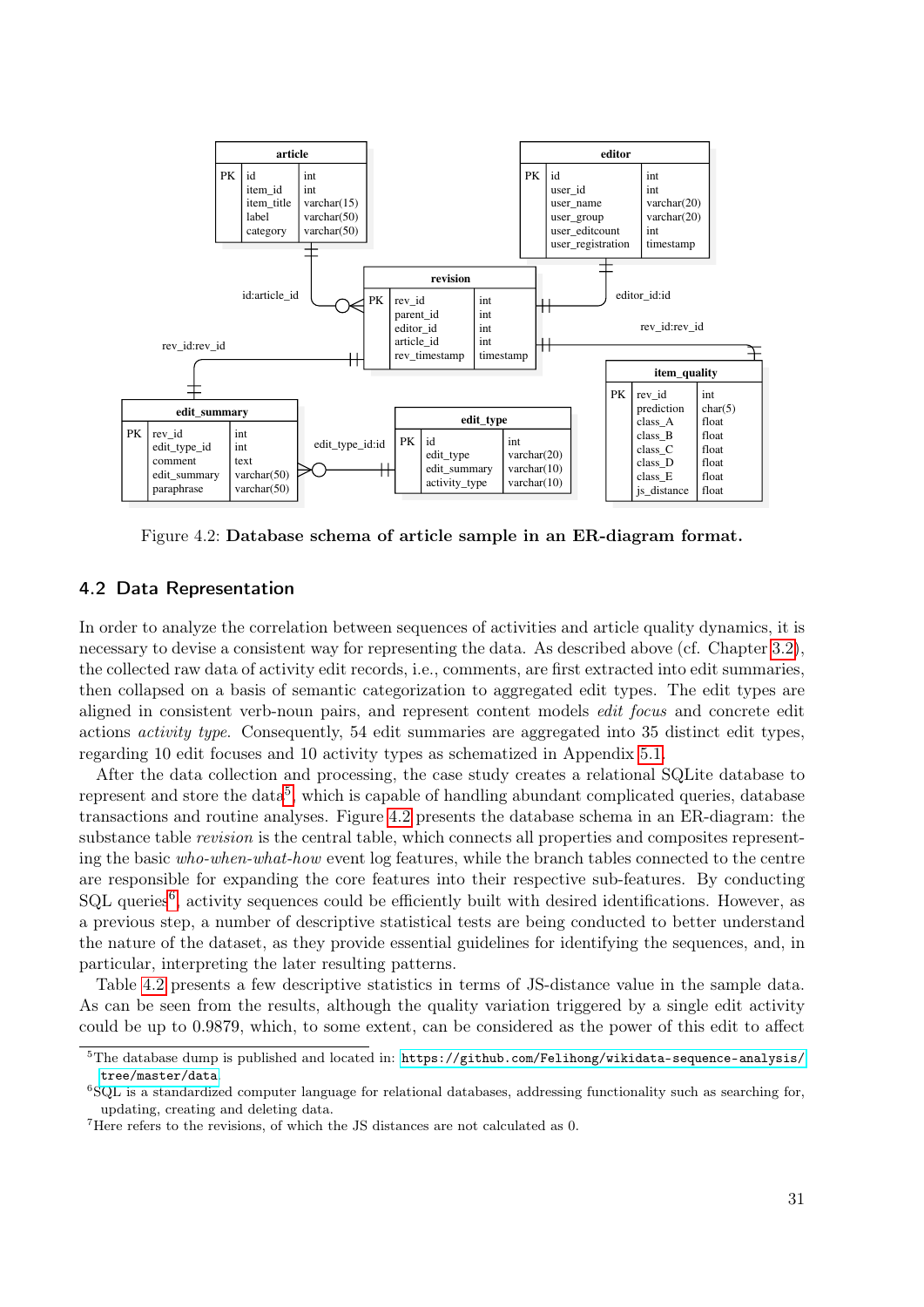Figure 4.2: **Database schema of article sample in an ER-diagram format.**

## 4.2 Data Representation

In order to analyze the correlation between sequences of activities and article quality dynamics, it is necessary to devise a consistent way for representing the data. As described above (cf. Chapter 3.2), the collected raw data of activity edit records, i.e., comments, are first extracted into edit summaries, then collapsed on a basis of semantic categorization to aggregated edit types. The edit types are aligned in consistent verb-noun pairs, and represent content models *edit focus* and concrete edit actions *activity type*. Consequently, 54 edit summaries are aggregated into 35 distinct edit types, regarding 10 edit focuses and 10 activity types as schematized in Appendix 5.1.

After the data collection and processing, the case study creates a relational SQLite database to represent and store the data[5], which is capable of handling abundant complicated queries, database transactions and routine analyses. Figure 4.2 presents the database schema in an ER-diagram: the substance table *revision* is the central table, which connects all properties and composites representing the basic *who-when-what-how* event log features, while the branch tables connected to the centre are responsible for expanding the core features into their respective sub-features. By conducting SQL queries[6], activity sequences could be efficiently built with desired identifications. However, as a previous step, a number of descriptive statistical tests are being conducted to better understand the nature of the dataset, as they provide essential guidelines for identifying the sequences, and, in particular, interpreting the later resulting patterns.

Table 4.2 presents a few descriptive statistics in terms of JS-distance value in the sample data. As can be seen from the results, although the quality variation triggered by a single edit activity could be up to 0.9879, which, to some extent, can be considered as the power of this edit to affect

[5]The database dump is published and located in: https://github.com/Felihong/wikidata-sequence-analysis/tree/master/data.

[6]SQL is a standardized computer language for relational databases, addressing functionality such as searching for, updating, creating and deleting data.

[7]Here refers to the revisions, of which the JS distances are not calculated as 0.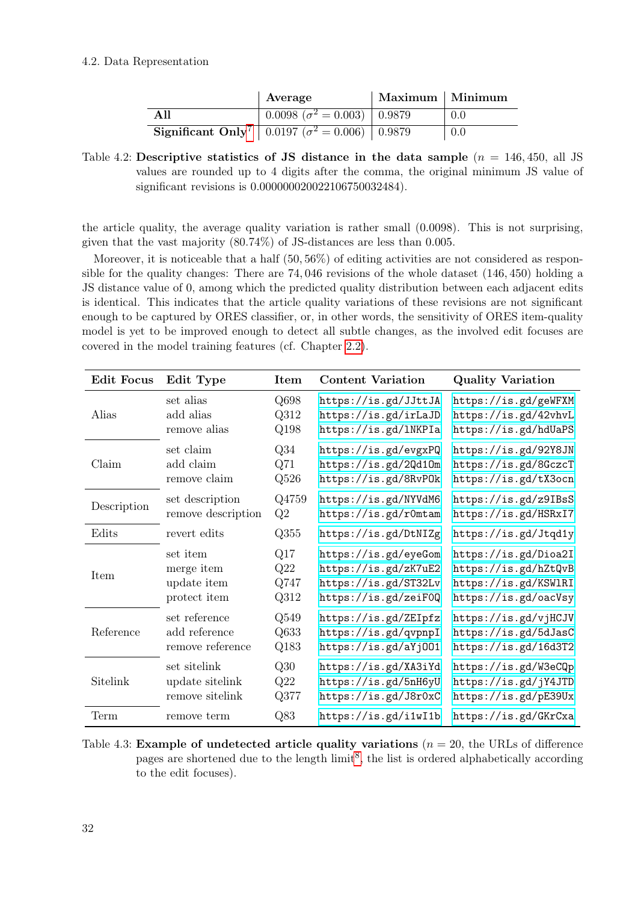| | Average | Maximum | Minimum |
|---|---|---|---|
| **All** | 0.0098 ($\sigma^2 = 0.003$) | 0.9879 | 0.0 |
| **Significant Only**[7] | 0.0197 ($\sigma^2 = 0.006$) | 0.9879 | 0.0 |

Table 4.2: **Descriptive statistics of JS distance in the data sample** ($n = 146,450$, all JS values are rounded up to 4 digits after the comma, the original minimum JS value of significant revisions is 0.000000020022106750032484).

the article quality, the average quality variation is rather small (0.0098). This is not surprising, given that the vast majority (80.74%) of JS-distances are less than 0.005.

Moreover, it is noticeable that a half (50,56%) of editing activities are not considered as responsible for the quality changes: There are 74,046 revisions of the whole dataset (146,450) holding a JS distance value of 0, among which the predicted quality distribution between each adjacent edits is identical. This indicates that the article quality variations of these revisions are not significant enough to be captured by ORES classifier, or, in other words, the sensitivity of ORES item-quality model is yet to be improved enough to detect all subtle changes, as the involved edit focuses are covered in the model training features (cf. Chapter 2.2).

| Edit Focus | Edit Type | Item | Content Variation | Quality Variation |
|---|---|---|---|---|
| Alias | set alias | Q698 | https://is.gd/JJttJA | https://is.gd/geWFXM |
| | add alias | Q312 | https://is.gd/irLaJD | https://is.gd/42vhvL |
| | remove alias | Q198 | https://is.gd/lNKPIa | https://is.gd/hdUaPS |
| Claim | set claim | Q34 | https://is.gd/evgxPQ | https://is.gd/92Y8JN |
| | add claim | Q71 | https://is.gd/2Qd1Om | https://is.gd/8GczcT |
| | remove claim | Q526 | https://is.gd/8RvPOk | https://is.gd/tX3ocn |
| Description | set description | Q4759 | https://is.gd/NYVdM6 | https://is.gd/z9IBsS |
| | remove description | Q2 | https://is.gd/r0mtam | https://is.gd/HSRxI7 |
| Edits | revert edits | Q355 | https://is.gd/DtNIZg | https://is.gd/Jtqd1y |
| Item | set item | Q17 | https://is.gd/eyeGom | https://is.gd/Dioa2I |
| | merge item | Q22 | https://is.gd/zK7uE2 | https://is.gd/hZtQvB |
| | update item | Q747 | https://is.gd/ST32Lv | https://is.gd/KSWlRI |
| | protect item | Q312 | https://is.gd/zeiF0Q | https://is.gd/oacVsy |
| Reference | set reference | Q549 | https://is.gd/ZEIpfz | https://is.gd/vjHCJV |
| | add reference | Q633 | https://is.gd/qvpnpI | https://is.gd/5dJasC |
| | remove reference | Q183 | https://is.gd/aYjOO1 | https://is.gd/16d3T2 |
| Sitelink | set sitelink | Q30 | https://is.gd/XA3iYd | https://is.gd/W3eCQp |
| | update sitelink | Q22 | https://is.gd/5nH6yU | https://is.gd/jY4JTD |
| | remove sitelink | Q377 | https://is.gd/J8r0xC | https://is.gd/pE39Ux |
| Term | remove term | Q83 | https://is.gd/i1wI1b | https://is.gd/GKrCxa |

Table 4.3: **Example of undetected article quality variations** ($n = 20$, the URLs of difference pages are shortened due to the length limit[8], the list is ordered alphabetically according to the edit focuses).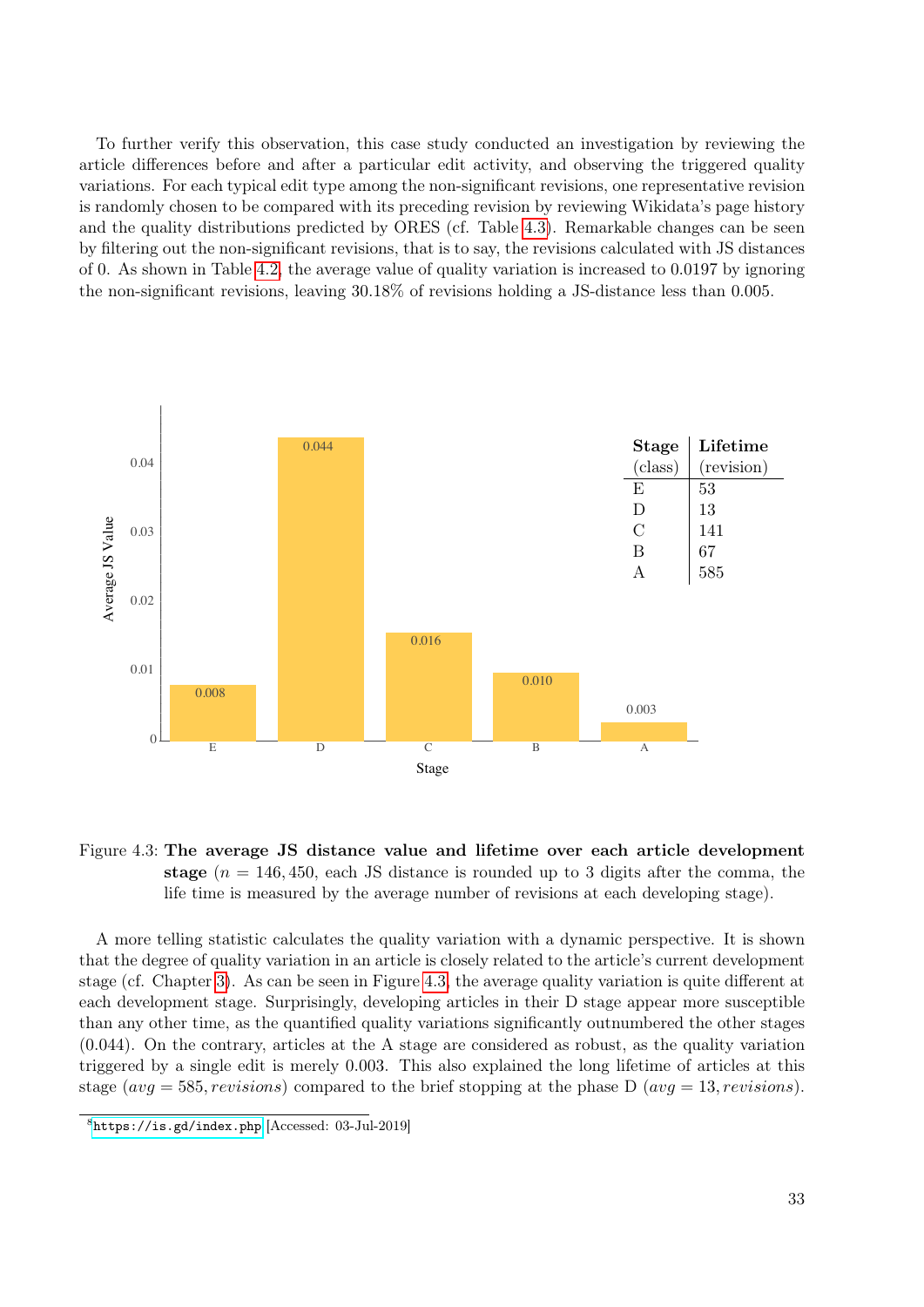To further verify this observation, this case study conducted an investigation by reviewing the article differences before and after a particular edit activity, and observing the triggered quality variations. For each typical edit type among the non-significant revisions, one representative revision is randomly chosen to be compared with its preceding revision by reviewing Wikidata's page history and the quality distributions predicted by ORES (cf. Table 4.3). Remarkable changes can be seen by filtering out the non-significant revisions, that is to say, the revisions calculated with JS distances of 0. As shown in Table 4.2, the average value of quality variation is increased to 0.0197 by ignoring the non-significant revisions, leaving 30.18% of revisions holding a JS-distance less than 0.005.

| Stage (class) | Lifetime (revision) |
|---|---|
| E | 53 |
| D | 13 |
| C | 141 |
| B | 67 |
| A | 585 |

Figure 4.3: **The average JS distance value and lifetime over each article development stage** ($n = 146,450$, each JS distance is rounded up to 3 digits after the comma, the life time is measured by the average number of revisions at each developing stage).

A more telling statistic calculates the quality variation with a dynamic perspective. It is shown that the degree of quality variation in an article is closely related to the article's current development stage (cf. Chapter 3). As can be seen in Figure 4.3, the average quality variation is quite different at each development stage. Surprisingly, developing articles in their D stage appear more susceptible than any other time, as the quantified quality variations significantly outnumbered the other stages (0.044). On the contrary, articles at the A stage are considered as robust, as the quality variation triggered by a single edit is merely 0.003. This also explained the long lifetime of articles at this stage ($avg = 585, revisions$) compared to the brief stopping at the phase D ($avg = 13, revisions$).

[8] https://is.gd/index.php [Accessed: 03-Jul-2019]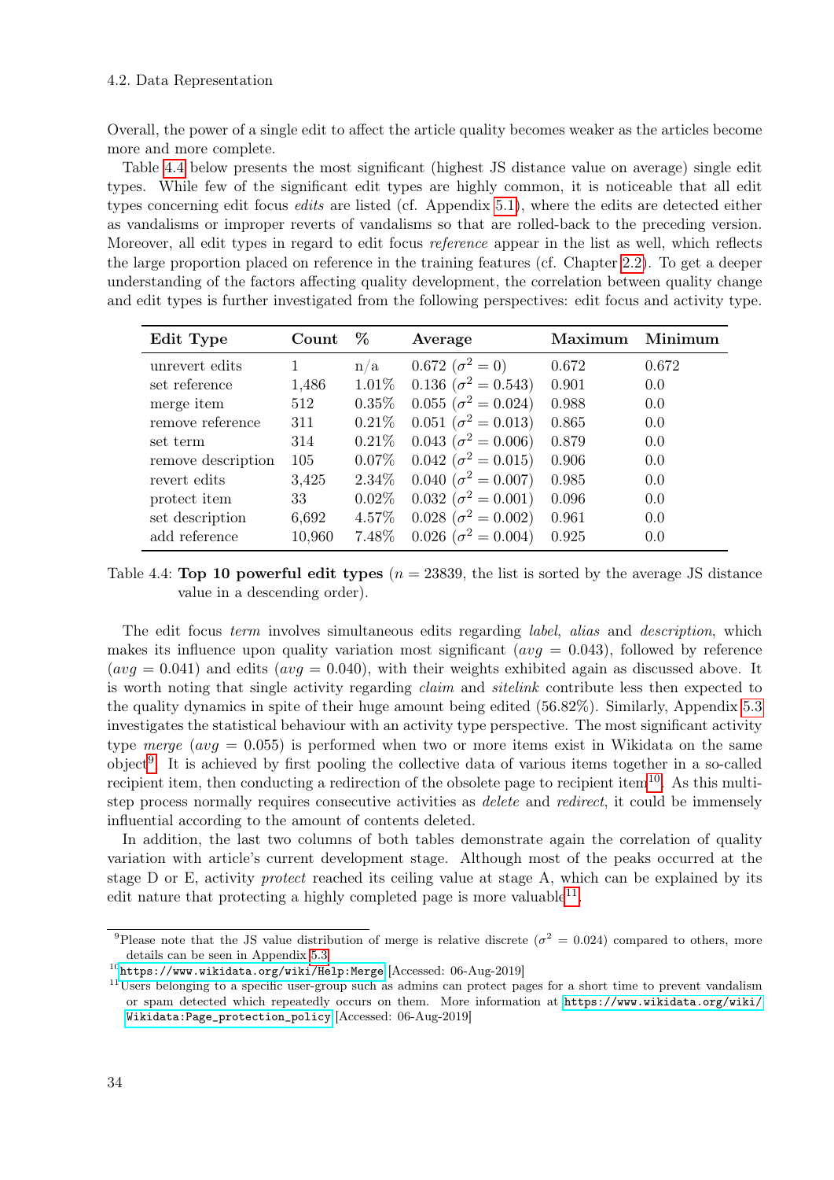Overall, the power of a single edit to affect the article quality becomes weaker as the articles become more and more complete.

Table 4.4 below presents the most significant (highest JS distance value on average) single edit types. While few of the significant edit types are highly common, it is noticeable that all edit types concerning edit focus *edits* are listed (cf. Appendix 5.1), where the edits are detected either as vandalisms or improper reverts of vandalisms so that are rolled-back to the preceding version. Moreover, all edit types in regard to edit focus *reference* appear in the list as well, which reflects the large proportion placed on reference in the training features (cf. Chapter 2.2). To get a deeper understanding of the factors affecting quality development, the correlation between quality change and edit types is further investigated from the following perspectives: edit focus and activity type.

| Edit Type | Count | % | Average | Maximum | Minimum |
|---|---|---|---|---|---|
| unrevert edits | 1 | n/a | 0.672 ($\sigma^2 = 0$) | 0.672 | 0.672 |
| set reference | 1,486 | 1.01% | 0.136 ($\sigma^2 = 0.543$) | 0.901 | 0.0 |
| merge item | 512 | 0.35% | 0.055 ($\sigma^2 = 0.024$) | 0.988 | 0.0 |
| remove reference | 311 | 0.21% | 0.051 ($\sigma^2 = 0.013$) | 0.865 | 0.0 |
| set term | 314 | 0.21% | 0.043 ($\sigma^2 = 0.006$) | 0.879 | 0.0 |
| remove description | 105 | 0.07% | 0.042 ($\sigma^2 = 0.015$) | 0.906 | 0.0 |
| revert edits | 3,425 | 2.34% | 0.040 ($\sigma^2 = 0.007$) | 0.985 | 0.0 |
| protect item | 33 | 0.02% | 0.032 ($\sigma^2 = 0.001$) | 0.096 | 0.0 |
| set description | 6,692 | 4.57% | 0.028 ($\sigma^2 = 0.002$) | 0.961 | 0.0 |
| add reference | 10,960 | 7.48% | 0.026 ($\sigma^2 = 0.004$) | 0.925 | 0.0 |

Table 4.4: **Top 10 powerful edit types** ($n = 23839$, the list is sorted by the average JS distance value in a descending order).

The edit focus *term* involves simultaneous edits regarding *label*, *alias* and *description*, which makes its influence upon quality variation most significant ($avg = 0.043$), followed by reference ($avg = 0.041$) and edits ($avg = 0.040$), with their weights exhibited again as discussed above. It is worth noting that single activity regarding *claim* and *sitelink* contribute less then expected to the quality dynamics in spite of their huge amount being edited (56.82%). Similarly, Appendix 5.3 investigates the statistical behaviour with an activity type perspective. The most significant activity type *merge* ($avg = 0.055$) is performed when two or more items exist in Wikidata on the same object[9]. It is achieved by first pooling the collective data of various items together in a so-called recipient item, then conducting a redirection of the obsolete page to recipient item[10]. As this multi-step process normally requires consecutive activities as *delete* and *redirect*, it could be immensely influential according to the amount of contents deleted.

In addition, the last two columns of both tables demonstrate again the correlation of quality variation with article's current development stage. Although most of the peaks occurred at the stage D or E, activity *protect* reached its ceiling value at stage A, which can be explained by its edit nature that protecting a highly completed page is more valuable[11].

---

[9] Please note that the JS value distribution of merge is relative discrete ($\sigma^2 = 0.024$) compared to others, more details can be seen in Appendix 5.3.

[10] https://www.wikidata.org/wiki/Help:Merge [Accessed: 06-Aug-2019]

[11] Users belonging to a specific user-group such as admins can protect pages for a short time to prevent vandalism or spam detected which repeatedly occurs on them. More information at https://www.wikidata.org/wiki/Wikidata:Page_protection_policy [Accessed: 06-Aug-2019]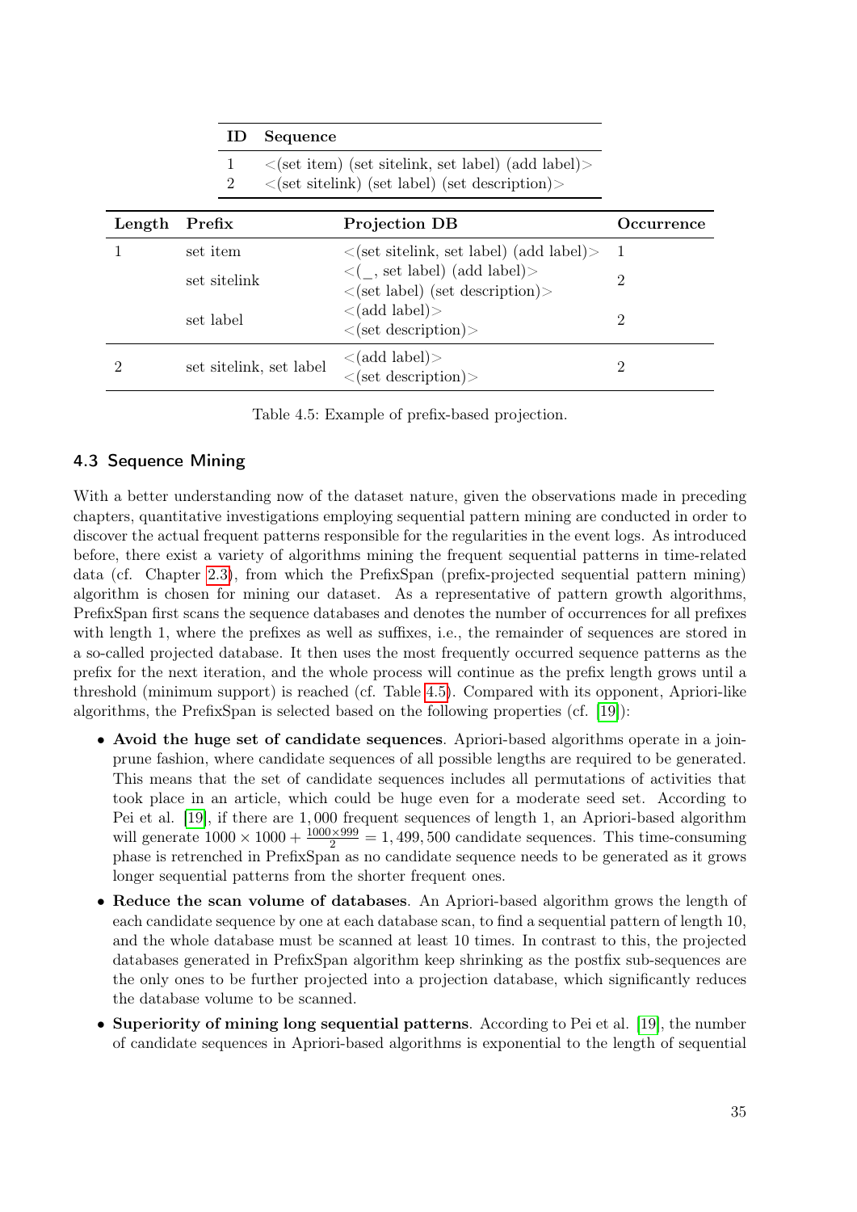| ID | Sequence |
|---|---|
| 1 | <(set item) (set sitelink, set label) (add label)> |
| 2 | <(set sitelink) (set label) (set description)> |

| Length | Prefix | Projection DB | Occurrence |
|---|---|---|---|
| 1 | set item | <(set sitelink, set label) (add label)> | 1 |
| | set sitelink | <(_, set label) (add label)><br><(set label) (set description)> | 2 |
| | set label | <(add label)><br><(set description)> | 2 |
| 2 | set sitelink, set label | <(add label)><br><(set description)> | 2 |

Table 4.5: Example of prefix-based projection.

## 4.3 Sequence Mining

With a better understanding now of the dataset nature, given the observations made in preceding chapters, quantitative investigations employing sequential pattern mining are conducted in order to discover the actual frequent patterns responsible for the regularities in the event logs. As introduced before, there exist a variety of algorithms mining the frequent sequential patterns in time-related data (cf. Chapter 2.3), from which the PrefixSpan (prefix-projected sequential pattern mining) algorithm is chosen for mining our dataset. As a representative of pattern growth algorithms, PrefixSpan first scans the sequence databases and denotes the number of occurrences for all prefixes with length 1, where the prefixes as well as suffixes, i.e., the remainder of sequences are stored in a so-called projected database. It then uses the most frequently occurred sequence patterns as the prefix for the next iteration, and the whole process will continue as the prefix length grows until a threshold (minimum support) is reached (cf. Table 4.5). Compared with its opponent, Apriori-like algorithms, the PrefixSpan is selected based on the following properties (cf. [19]):

- **Avoid the huge set of candidate sequences**. Apriori-based algorithms operate in a join-prune fashion, where candidate sequences of all possible lengths are required to be generated. This means that the set of candidate sequences includes all permutations of activities that took place in an article, which could be huge even for a moderate seed set. According to Pei et al. [19], if there are 1,000 frequent sequences of length 1, an Apriori-based algorithm will generate $1000 \times 1000 + \frac{1000 \times 999}{2} = 1,499,500$ candidate sequences. This time-consuming phase is retrenched in PrefixSpan as no candidate sequence needs to be generated as it grows longer sequential patterns from the shorter frequent ones.
- **Reduce the scan volume of databases**. An Apriori-based algorithm grows the length of each candidate sequence by one at each database scan, to find a sequential pattern of length 10, and the whole database must be scanned at least 10 times. In contrast to this, the projected databases generated in PrefixSpan algorithm keep shrinking as the postfix sub-sequences are the only ones to be further projected into a projection database, which significantly reduces the database volume to be scanned.
- **Superiority of mining long sequential patterns**. According to Pei et al. [19], the number of candidate sequences in Apriori-based algorithms is exponential to the length of sequential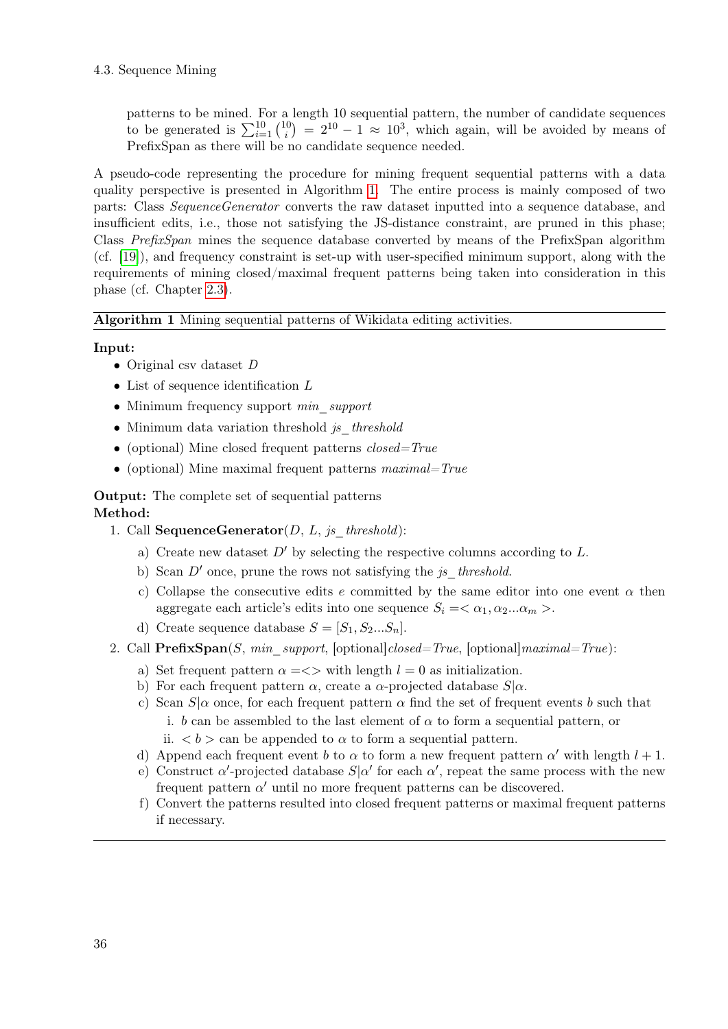patterns to be mined. For a length 10 sequential pattern, the number of candidate sequences to be generated is $\sum_{i=1}^{10} \binom{10}{i} = 2^{10} - 1 \approx 10^3$, which again, will be avoided by means of PrefixSpan as there will be no candidate sequence needed.

A pseudo-code representing the procedure for mining frequent sequential patterns with a data quality perspective is presented in Algorithm 1. The entire process is mainly composed of two parts: Class *SequenceGenerator* converts the raw dataset inputted into a sequence database, and insufficient edits, i.e., those not satisfying the JS-distance constraint, are pruned in this phase; Class *PrefixSpan* mines the sequence database converted by means of the PrefixSpan algorithm (cf. [19]), and frequency constraint is set-up with user-specified minimum support, along with the requirements of mining closed/maximal frequent patterns being taken into consideration in this phase (cf. Chapter 2.3).

---

**Algorithm 1** Mining sequential patterns of Wikidata editing activities.

---

**Input:**

- Original csv dataset $D$
- List of sequence identification $L$
- Minimum frequency support *min_support*
- Minimum data variation threshold *js_threshold*
- (optional) Mine closed frequent patterns *closed=True*
- (optional) Mine maximal frequent patterns *maximal=True*

**Output:** The complete set of sequential patterns

**Method:**

1. Call **SequenceGenerator**($D$, $L$, *js_threshold*):
   a) Create new dataset $D'$ by selecting the respective columns according to $L$.
   b) Scan $D'$ once, prune the rows not satisfying the *js_threshold*.
   c) Collapse the consecutive edits $e$ committed by the same editor into one event $\alpha$ then aggregate each article's edits into one sequence $S_i = <\alpha_1, \alpha_2 ... \alpha_m>$.
   d) Create sequence database $S = [S_1, S_2 ... S_n]$.
2. Call **PrefixSpan**($S$, *min_support*, [optional]*closed=True*, [optional]*maximal=True*):
   a) Set frequent pattern $\alpha = <>$ with length $l = 0$ as initialization.
   b) For each frequent pattern $\alpha$, create a $\alpha$-projected database $S|\alpha$.
   c) Scan $S|\alpha$ once, for each frequent pattern $\alpha$ find the set of frequent events $b$ such that
      i. $b$ can be assembled to the last element of $\alpha$ to form a sequential pattern, or
      ii. $< b >$ can be appended to $\alpha$ to form a sequential pattern.
   d) Append each frequent event $b$ to $\alpha$ to form a new frequent pattern $\alpha'$ with length $l + 1$.
   e) Construct $\alpha'$-projected database $S|\alpha'$ for each $\alpha'$, repeat the same process with the new frequent pattern $\alpha'$ until no more frequent patterns can be discovered.
   f) Convert the patterns resulted into closed frequent patterns or maximal frequent patterns if necessary.

---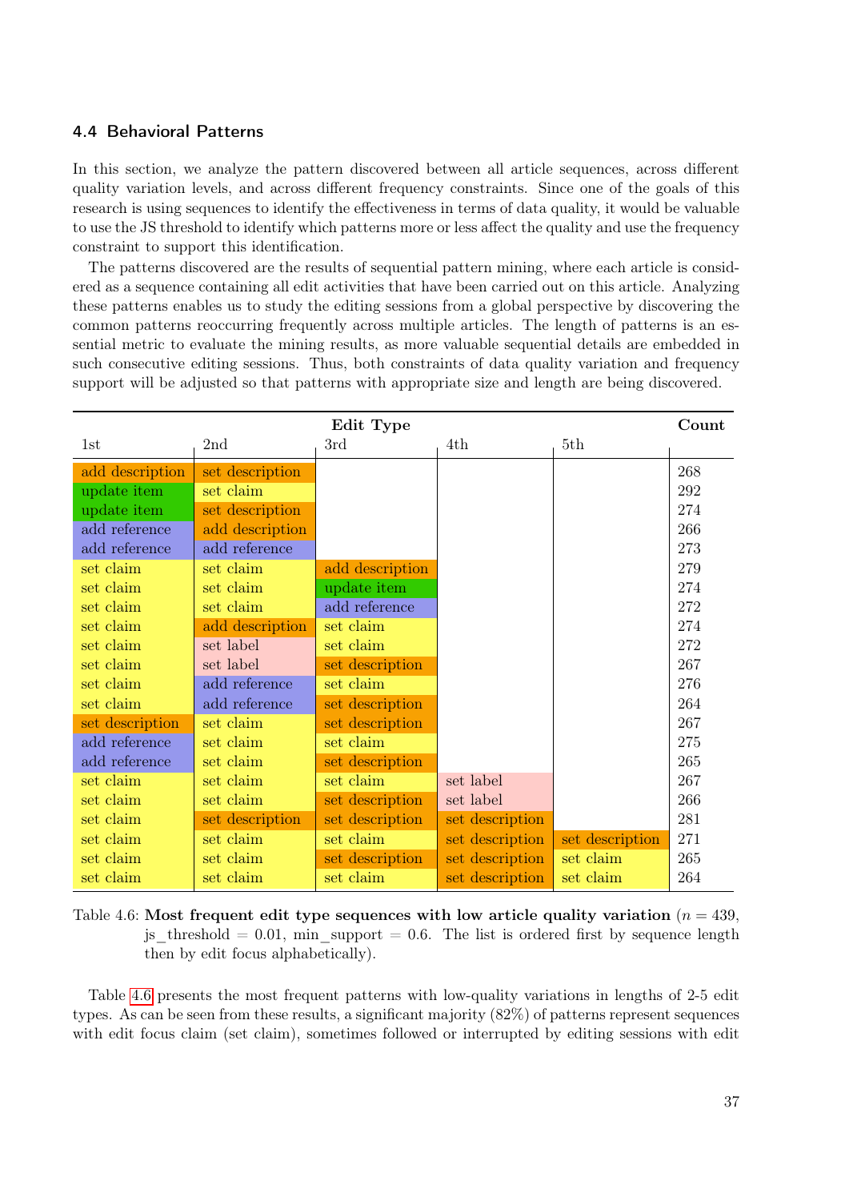### 4.4 Behavioral Patterns

In this section, we analyze the pattern discovered between all article sequences, across different quality variation levels, and across different frequency constraints. Since one of the goals of this research is using sequences to identify the effectiveness in terms of data quality, it would be valuable to use the JS threshold to identify which patterns more or less affect the quality and use the frequency constraint to support this identification.

The patterns discovered are the results of sequential pattern mining, where each article is considered as a sequence containing all edit activities that have been carried out on this article. Analyzing these patterns enables us to study the editing sessions from a global perspective by discovering the common patterns reoccurring frequently across multiple articles. The length of patterns is an essential metric to evaluate the mining results, as more valuable sequential details are embedded in such consecutive editing sessions. Thus, both constraints of data quality variation and frequency support will be adjusted so that patterns with appropriate size and length are being discovered.

| **Edit Type** | | | | | **Count** |
|---|---|---|---|---|---|
| 1st | 2nd | 3rd | 4th | 5th | |
| add description | set description | | | | 268 |
| update item | set claim | | | | 292 |
| update item | set description | | | | 274 |
| add reference | add description | | | | 266 |
| add reference | add reference | | | | 273 |
| set claim | set claim | add description | | | 279 |
| set claim | set claim | update item | | | 274 |
| set claim | set claim | add reference | | | 272 |
| set claim | add description | set claim | | | 274 |
| set claim | set label | set claim | | | 272 |
| set claim | set label | set description | | | 267 |
| set claim | add reference | set claim | | | 276 |
| set claim | add reference | set description | | | 264 |
| set description | set claim | set description | | | 267 |
| add reference | set claim | set claim | | | 275 |
| add reference | set claim | set description | | | 265 |
| set claim | set claim | set claim | set label | | 267 |
| set claim | set claim | set description | set label | | 266 |
| set claim | set description | set description | set description | | 281 |
| set claim | set claim | set claim | set description | set description | 271 |
| set claim | set claim | set description | set description | set claim | 265 |
| set claim | set claim | set claim | set description | set claim | 264 |

Table 4.6: **Most frequent edit type sequences with low article quality variation** ($n = 439$, js_threshold = 0.01, min_support = 0.6. The list is ordered first by sequence length then by edit focus alphabetically).

Table 4.6 presents the most frequent patterns with low-quality variations in lengths of 2-5 edit types. As can be seen from these results, a significant majority (82%) of patterns represent sequences with edit focus claim (set claim), sometimes followed or interrupted by editing sessions with edit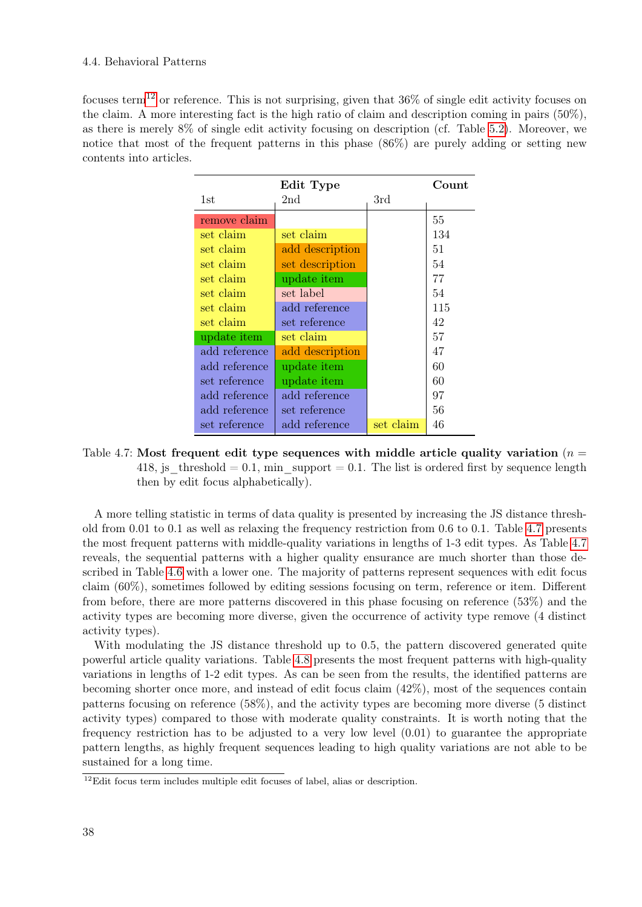focuses term[12] or reference. This is not surprising, given that 36% of single edit activity focuses on the claim. A more interesting fact is the high ratio of claim and description coming in pairs (50%), as there is merely 8% of single edit activity focusing on description (cf. Table 5.2). Moreover, we notice that most of the frequent patterns in this phase (86%) are purely adding or setting new contents into articles.

| Edit Type | | | Count |
|---|---|---|---|
| 1st | 2nd | 3rd | |
| remove claim | | | 55 |
| set claim | set claim | | 134 |
| set claim | add description | | 51 |
| set claim | set description | | 54 |
| set claim | update item | | 77 |
| set claim | set label | | 54 |
| set claim | add reference | | 115 |
| set claim | set reference | | 42 |
| update item | set claim | | 57 |
| add reference | add description | | 47 |
| add reference | update item | | 60 |
| set reference | update item | | 60 |
| add reference | add reference | | 97 |
| add reference | set reference | | 56 |
| set reference | add reference | set claim | 46 |

Table 4.7: **Most frequent edit type sequences with middle article quality variation** ($n = 418$, js_threshold = 0.1, min_support = 0.1. The list is ordered first by sequence length then by edit focus alphabetically).

A more telling statistic in terms of data quality is presented by increasing the JS distance threshold from 0.01 to 0.1 as well as relaxing the frequency restriction from 0.6 to 0.1. Table 4.7 presents the most frequent patterns with middle-quality variations in lengths of 1-3 edit types. As Table 4.7 reveals, the sequential patterns with a higher quality ensurance are much shorter than those described in Table 4.6 with a lower one. The majority of patterns represent sequences with edit focus claim (60%), sometimes followed by editing sessions focusing on term, reference or item. Different from before, there are more patterns discovered in this phase focusing on reference (53%) and the activity types are becoming more diverse, given the occurrence of activity type remove (4 distinct activity types).

With modulating the JS distance threshold up to 0.5, the pattern discovered generated quite powerful article quality variations. Table 4.8 presents the most frequent patterns with high-quality variations in lengths of 1-2 edit types. As can be seen from the results, the identified patterns are becoming shorter once more, and instead of edit focus claim (42%), most of the sequences contain patterns focusing on reference (58%), and the activity types are becoming more diverse (5 distinct activity types) compared to those with moderate quality constraints. It is worth noting that the frequency restriction has to be adjusted to a very low level (0.01) to guarantee the appropriate pattern lengths, as highly frequent sequences leading to high quality variations are not able to be sustained for a long time.

[12]Edit focus term includes multiple edit focuses of label, alias or description.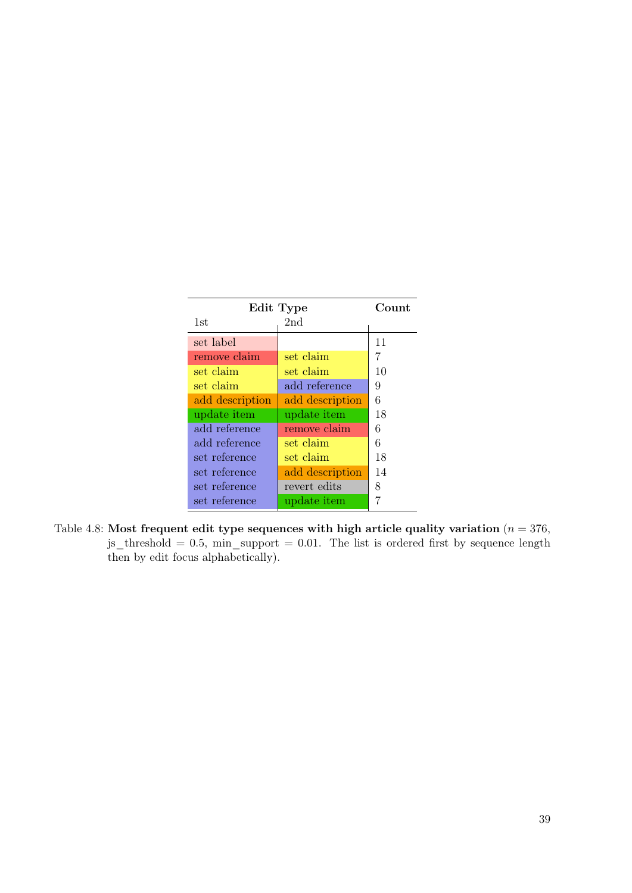| Edit Type | | Count |
| --- | --- | --- |
| 1st | 2nd | |
| set label | | 11 |
| remove claim | set claim | 7 |
| set claim | set claim | 10 |
| set claim | add reference | 9 |
| add description | add description | 6 |
| update item | update item | 18 |
| add reference | remove claim | 6 |
| add reference | set claim | 6 |
| set reference | set claim | 18 |
| set reference | add description | 14 |
| set reference | revert edits | 8 |
| set reference | update item | 7 |

Table 4.8: **Most frequent edit type sequences with high article quality variation** ($n = 376$, js_threshold = 0.5, min_support = 0.01. The list is ordered first by sequence length then by edit focus alphabetically).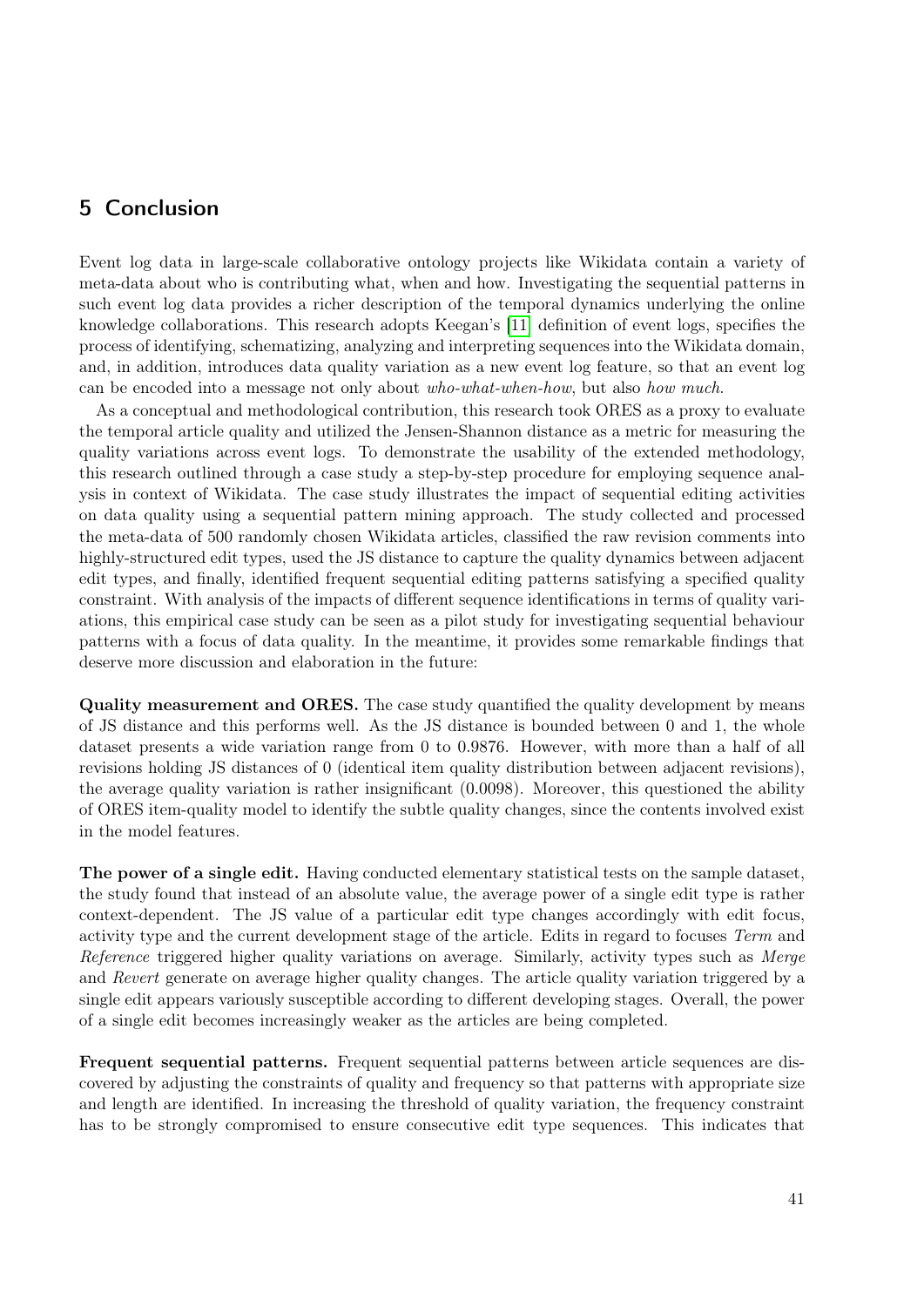## 5 Conclusion

Event log data in large-scale collaborative ontology projects like Wikidata contain a variety of meta-data about who is contributing what, when and how. Investigating the sequential patterns in such event log data provides a richer description of the temporal dynamics underlying the online knowledge collaborations. This research adopts Keegan's [11] definition of event logs, specifies the process of identifying, schematizing, analyzing and interpreting sequences into the Wikidata domain, and, in addition, introduces data quality variation as a new event log feature, so that an event log can be encoded into a message not only about *who-what-when-how*, but also *how much*.

As a conceptual and methodological contribution, this research took ORES as a proxy to evaluate the temporal article quality and utilized the Jensen-Shannon distance as a metric for measuring the quality variations across event logs. To demonstrate the usability of the extended methodology, this research outlined through a case study a step-by-step procedure for employing sequence analysis in context of Wikidata. The case study illustrates the impact of sequential editing activities on data quality using a sequential pattern mining approach. The study collected and processed the meta-data of 500 randomly chosen Wikidata articles, classified the raw revision comments into highly-structured edit types, used the JS distance to capture the quality dynamics between adjacent edit types, and finally, identified frequent sequential editing patterns satisfying a specified quality constraint. With analysis of the impacts of different sequence identifications in terms of quality variations, this empirical case study can be seen as a pilot study for investigating sequential behaviour patterns with a focus of data quality. In the meantime, it provides some remarkable findings that deserve more discussion and elaboration in the future:

**Quality measurement and ORES.** The case study quantified the quality development by means of JS distance and this performs well. As the JS distance is bounded between 0 and 1, the whole dataset presents a wide variation range from 0 to 0.9876. However, with more than a half of all revisions holding JS distances of 0 (identical item quality distribution between adjacent revisions), the average quality variation is rather insignificant (0.0098). Moreover, this questioned the ability of ORES item-quality model to identify the subtle quality changes, since the contents involved exist in the model features.

**The power of a single edit.** Having conducted elementary statistical tests on the sample dataset, the study found that instead of an absolute value, the average power of a single edit type is rather context-dependent. The JS value of a particular edit type changes accordingly with edit focus, activity type and the current development stage of the article. Edits in regard to focuses *Term* and *Reference* triggered higher quality variations on average. Similarly, activity types such as *Merge* and *Revert* generate on average higher quality changes. The article quality variation triggered by a single edit appears variously susceptible according to different developing stages. Overall, the power of a single edit becomes increasingly weaker as the articles are being completed.

**Frequent sequential patterns.** Frequent sequential patterns between article sequences are discovered by adjusting the constraints of quality and frequency so that patterns with appropriate size and length are identified. In increasing the threshold of quality variation, the frequency constraint has to be strongly compromised to ensure consecutive edit type sequences. This indicates that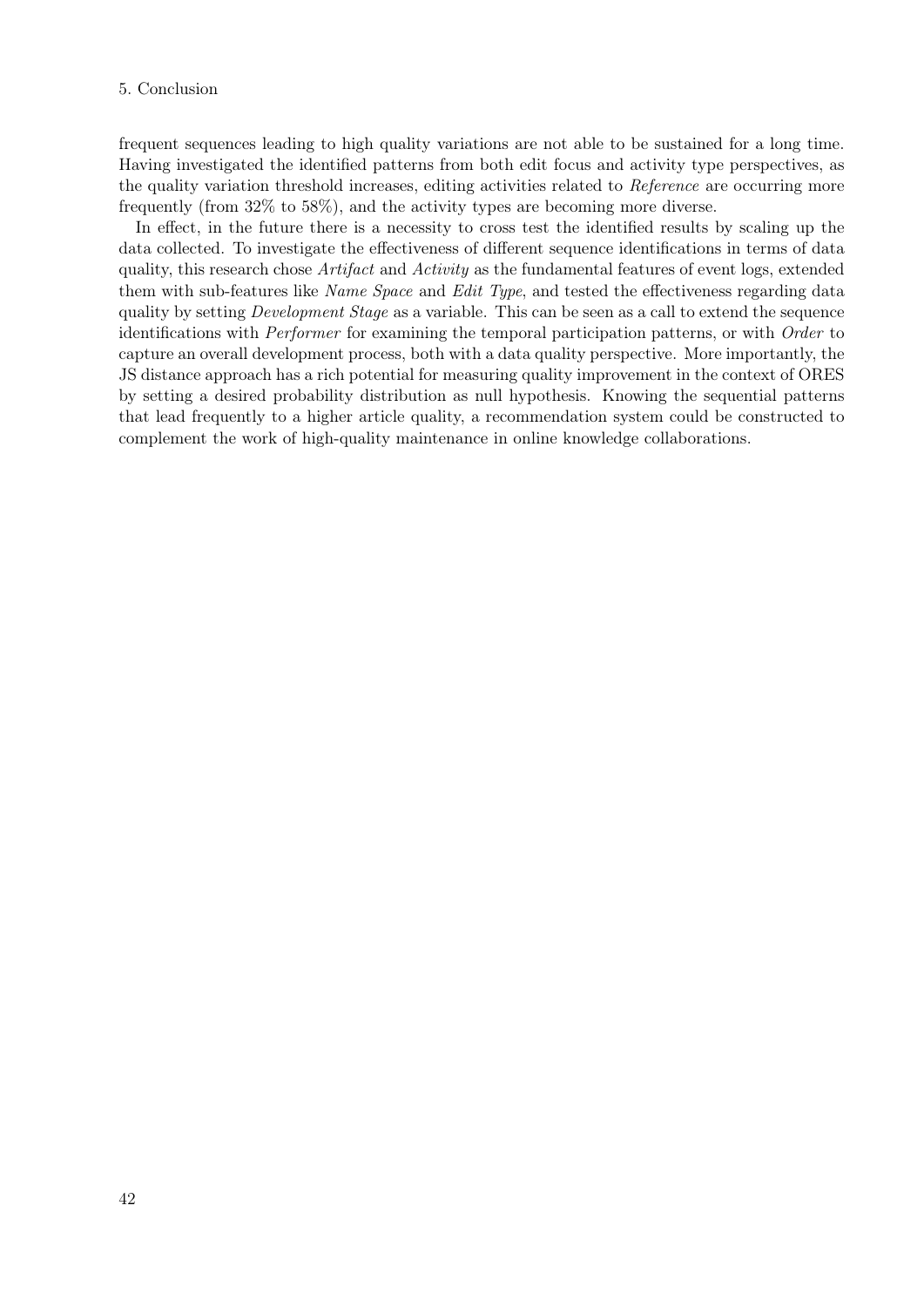frequent sequences leading to high quality variations are not able to be sustained for a long time. Having investigated the identified patterns from both edit focus and activity type perspectives, as the quality variation threshold increases, editing activities related to *Reference* are occurring more frequently (from 32% to 58%), and the activity types are becoming more diverse.

In effect, in the future there is a necessity to cross test the identified results by scaling up the data collected. To investigate the effectiveness of different sequence identifications in terms of data quality, this research chose *Artifact* and *Activity* as the fundamental features of event logs, extended them with sub-features like *Name Space* and *Edit Type*, and tested the effectiveness regarding data quality by setting *Development Stage* as a variable. This can be seen as a call to extend the sequence identifications with *Performer* for examining the temporal participation patterns, or with *Order* to capture an overall development process, both with a data quality perspective. More importantly, the JS distance approach has a rich potential for measuring quality improvement in the context of ORES by setting a desired probability distribution as null hypothesis. Knowing the sequential patterns that lead frequently to a higher article quality, a recommendation system could be constructed to complement the work of high-quality maintenance in online knowledge collaborations.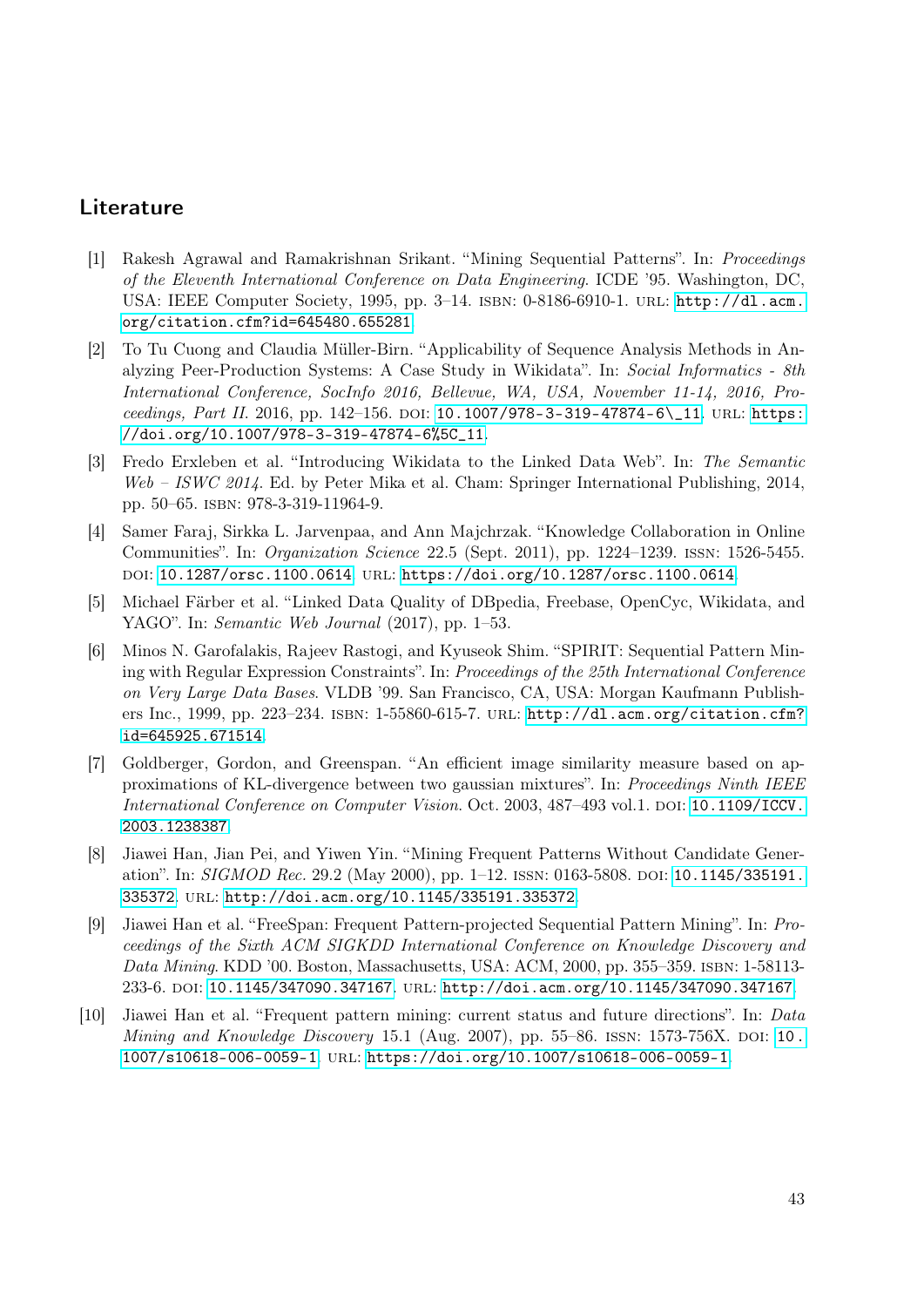## Literature

[1] Rakesh Agrawal and Ramakrishnan Srikant. "Mining Sequential Patterns". In: *Proceedings of the Eleventh International Conference on Data Engineering*. ICDE '95. Washington, DC, USA: IEEE Computer Society, 1995, pp. 3–14. ISBN: 0-8186-6910-1. URL: http://dl.acm.org/citation.cfm?id=645480.655281.

[2] To Tu Cuong and Claudia Müller-Birn. "Applicability of Sequence Analysis Methods in Analyzing Peer-Production Systems: A Case Study in Wikidata". In: *Social Informatics - 8th International Conference, SocInfo 2016, Bellevue, WA, USA, November 11-14, 2016, Proceedings, Part II*. 2016, pp. 142–156. DOI: 10.1007/978-3-319-47874-6\_11. URL: https://doi.org/10.1007/978-3-319-47874-6%5C_11.

[3] Fredo Erxleben et al. "Introducing Wikidata to the Linked Data Web". In: *The Semantic Web – ISWC 2014*. Ed. by Peter Mika et al. Cham: Springer International Publishing, 2014, pp. 50–65. ISBN: 978-3-319-11964-9.

[4] Samer Faraj, Sirkka L. Jarvenpaa, and Ann Majchrzak. "Knowledge Collaboration in Online Communities". In: *Organization Science* 22.5 (Sept. 2011), pp. 1224–1239. ISSN: 1526-5455. DOI: 10.1287/orsc.1100.0614. URL: https://doi.org/10.1287/orsc.1100.0614.

[5] Michael Färber et al. "Linked Data Quality of DBpedia, Freebase, OpenCyc, Wikidata, and YAGO". In: *Semantic Web Journal* (2017), pp. 1–53.

[6] Minos N. Garofalakis, Rajeev Rastogi, and Kyuseok Shim. "SPIRIT: Sequential Pattern Mining with Regular Expression Constraints". In: *Proceedings of the 25th International Conference on Very Large Data Bases*. VLDB '99. San Francisco, CA, USA: Morgan Kaufmann Publishers Inc., 1999, pp. 223–234. ISBN: 1-55860-615-7. URL: http://dl.acm.org/citation.cfm?id=645925.671514.

[7] Goldberger, Gordon, and Greenspan. "An efficient image similarity measure based on approximations of KL-divergence between two gaussian mixtures". In: *Proceedings Ninth IEEE International Conference on Computer Vision*. Oct. 2003, 487–493 vol.1. DOI: 10.1109/ICCV.2003.1238387.

[8] Jiawei Han, Jian Pei, and Yiwen Yin. "Mining Frequent Patterns Without Candidate Generation". In: *SIGMOD Rec.* 29.2 (May 2000), pp. 1–12. ISSN: 0163-5808. DOI: 10.1145/335191.335372. URL: http://doi.acm.org/10.1145/335191.335372.

[9] Jiawei Han et al. "FreeSpan: Frequent Pattern-projected Sequential Pattern Mining". In: *Proceedings of the Sixth ACM SIGKDD International Conference on Knowledge Discovery and Data Mining*. KDD '00. Boston, Massachusetts, USA: ACM, 2000, pp. 355–359. ISBN: 1-58113-233-6. DOI: 10.1145/347090.347167. URL: http://doi.acm.org/10.1145/347090.347167.

[10] Jiawei Han et al. "Frequent pattern mining: current status and future directions". In: *Data Mining and Knowledge Discovery* 15.1 (Aug. 2007), pp. 55–86. ISSN: 1573-756X. DOI: 10.1007/s10618-006-0059-1. URL: https://doi.org/10.1007/s10618-006-0059-1.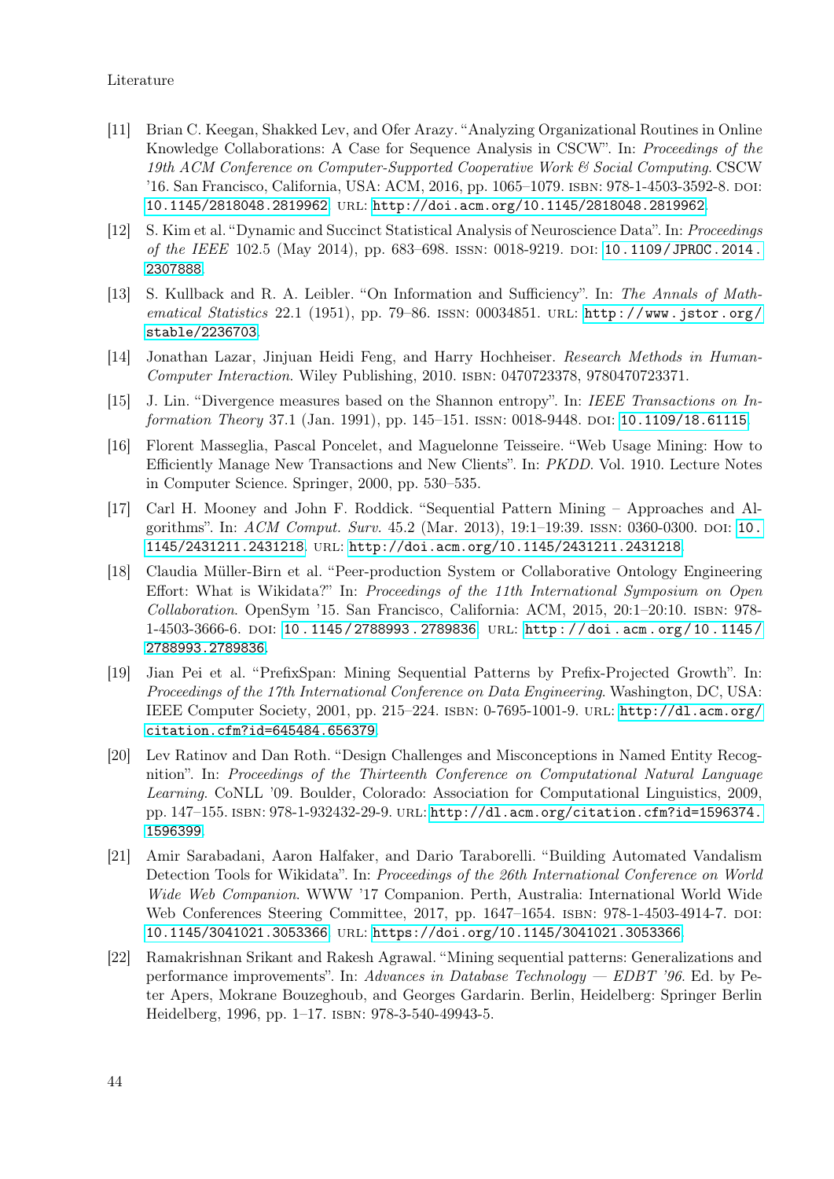[11] Brian C. Keegan, Shakked Lev, and Ofer Arazy. "Analyzing Organizational Routines in Online Knowledge Collaborations: A Case for Sequence Analysis in CSCW". In: *Proceedings of the 19th ACM Conference on Computer-Supported Cooperative Work & Social Computing*. CSCW '16. San Francisco, California, USA: ACM, 2016, pp. 1065–1079. ISBN: 978-1-4503-3592-8. DOI: 10.1145/2818048.2819962. URL: http://doi.acm.org/10.1145/2818048.2819962.

[12] S. Kim et al. "Dynamic and Succinct Statistical Analysis of Neuroscience Data". In: *Proceedings of the IEEE* 102.5 (May 2014), pp. 683–698. ISSN: 0018-9219. DOI: 10.1109/JPROC.2014.2307888.

[13] S. Kullback and R. A. Leibler. "On Information and Sufficiency". In: *The Annals of Mathematical Statistics* 22.1 (1951), pp. 79–86. ISSN: 00034851. URL: http://www.jstor.org/stable/2236703.

[14] Jonathan Lazar, Jinjuan Heidi Feng, and Harry Hochheiser. *Research Methods in Human-Computer Interaction*. Wiley Publishing, 2010. ISBN: 0470723378, 9780470723371.

[15] J. Lin. "Divergence measures based on the Shannon entropy". In: *IEEE Transactions on Information Theory* 37.1 (Jan. 1991), pp. 145–151. ISSN: 0018-9448. DOI: 10.1109/18.61115.

[16] Florent Masseglia, Pascal Poncelet, and Maguelonne Teisseire. "Web Usage Mining: How to Efficiently Manage New Transactions and New Clients". In: *PKDD*. Vol. 1910. Lecture Notes in Computer Science. Springer, 2000, pp. 530–535.

[17] Carl H. Mooney and John F. Roddick. "Sequential Pattern Mining – Approaches and Algorithms". In: *ACM Comput. Surv.* 45.2 (Mar. 2013), 19:1–19:39. ISSN: 0360-0300. DOI: 10.1145/2431211.2431218. URL: http://doi.acm.org/10.1145/2431211.2431218.

[18] Claudia Müller-Birn et al. "Peer-production System or Collaborative Ontology Engineering Effort: What is Wikidata?" In: *Proceedings of the 11th International Symposium on Open Collaboration*. OpenSym '15. San Francisco, California: ACM, 2015, 20:1–20:10. ISBN: 978-1-4503-3666-6. DOI: 10.1145/2788993.2789836. URL: http://doi.acm.org/10.1145/2788993.2789836.

[19] Jian Pei et al. "PrefixSpan: Mining Sequential Patterns by Prefix-Projected Growth". In: *Proceedings of the 17th International Conference on Data Engineering*. Washington, DC, USA: IEEE Computer Society, 2001, pp. 215–224. ISBN: 0-7695-1001-9. URL: http://dl.acm.org/citation.cfm?id=645484.656379.

[20] Lev Ratinov and Dan Roth. "Design Challenges and Misconceptions in Named Entity Recognition". In: *Proceedings of the Thirteenth Conference on Computational Natural Language Learning*. CoNLL '09. Boulder, Colorado: Association for Computational Linguistics, 2009, pp. 147–155. ISBN: 978-1-932432-29-9. URL: http://dl.acm.org/citation.cfm?id=1596374.1596399.

[21] Amir Sarabadani, Aaron Halfaker, and Dario Taraborelli. "Building Automated Vandalism Detection Tools for Wikidata". In: *Proceedings of the 26th International Conference on World Wide Web Companion*. WWW '17 Companion. Perth, Australia: International World Wide Web Conferences Steering Committee, 2017, pp. 1647–1654. ISBN: 978-1-4503-4914-7. DOI: 10.1145/3041021.3053366. URL: https://doi.org/10.1145/3041021.3053366.

[22] Ramakrishnan Srikant and Rakesh Agrawal. "Mining sequential patterns: Generalizations and performance improvements". In: *Advances in Database Technology — EDBT '96*. Ed. by Peter Apers, Mokrane Bouzeghoub, and Georges Gardarin. Berlin, Heidelberg: Springer Berlin Heidelberg, 1996, pp. 1–17. ISBN: 978-3-540-49943-5.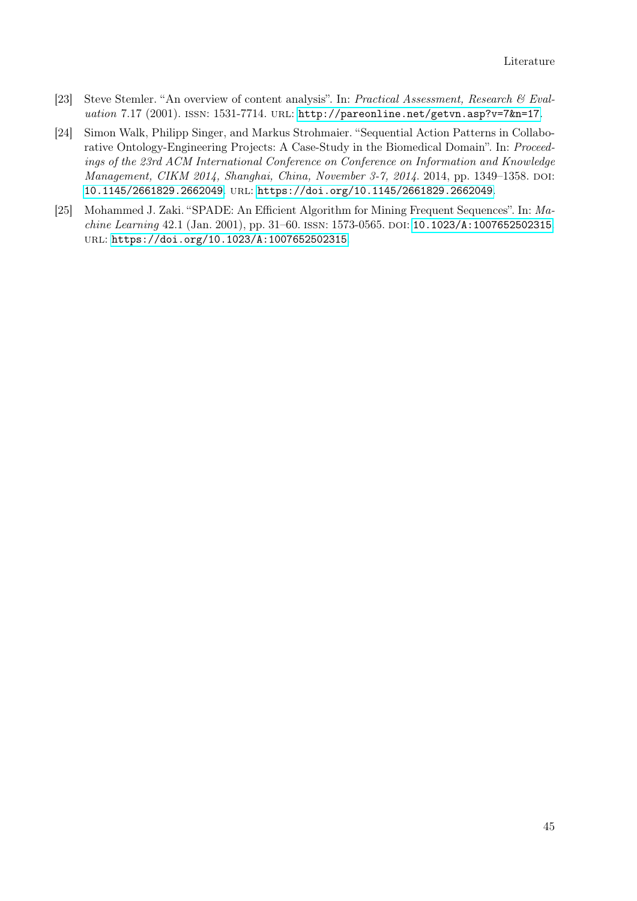[23] Steve Stemler. "An overview of content analysis". In: *Practical Assessment, Research & Evaluation* 7.17 (2001). ISSN: 1531-7714. URL: http://pareonline.net/getvn.asp?v=7&n=17.

[24] Simon Walk, Philipp Singer, and Markus Strohmaier. "Sequential Action Patterns in Collaborative Ontology-Engineering Projects: A Case-Study in the Biomedical Domain". In: *Proceedings of the 23rd ACM International Conference on Conference on Information and Knowledge Management, CIKM 2014, Shanghai, China, November 3-7, 2014*. 2014, pp. 1349–1358. DOI: 10.1145/2661829.2662049. URL: https://doi.org/10.1145/2661829.2662049.

[25] Mohammed J. Zaki. "SPADE: An Efficient Algorithm for Mining Frequent Sequences". In: *Machine Learning* 42.1 (Jan. 2001), pp. 31–60. ISSN: 1573-0565. DOI: 10.1023/A:1007652502315. URL: https://doi.org/10.1023/A:1007652502315.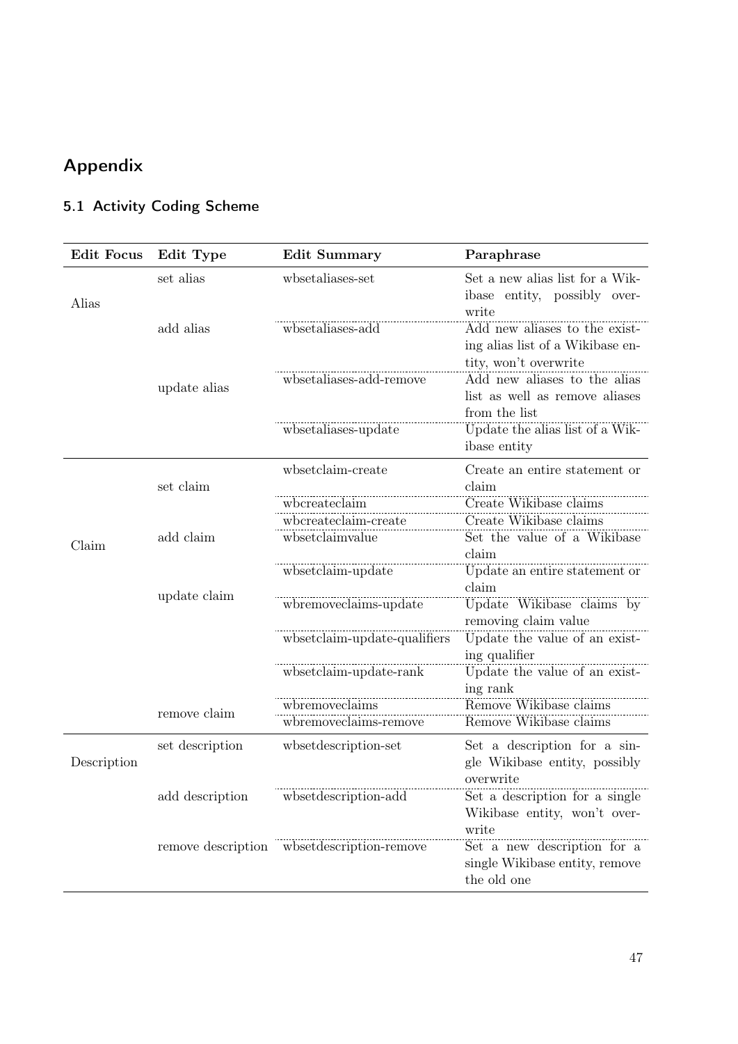# Appendix

## 5.1 Activity Coding Scheme

| Edit Focus | Edit Type | Edit Summary | Paraphrase |
|---|---|---|---|
| Alias | set alias | wbsetaliases-set | Set a new alias list for a Wikibase entity, possibly overwrite |
| | add alias | wbsetaliases-add | Add new aliases to the existing alias list of a Wikibase entity, won't overwrite |
| | update alias | wbsetaliases-add-remove | Add new aliases to the alias list as well as remove aliases from the list |
| | | wbsetaliases-update | Update the alias list of a Wikibase entity |
| Claim | set claim | wbsetclaim-create | Create an entire statement or claim |
| | | wbcreateclaim | Create Wikibase claims |
| | add claim | wbcreateclaim-create | Create Wikibase claims |
| | | wbsetclaimvalue | Set the value of a Wikibase claim |
| | update claim | wbsetclaim-update | Update an entire statement or claim |
| | | wbremoveclaims-update | Update Wikibase claims by removing claim value |
| | | wbsetclaim-update-qualifiers | Update the value of an existing qualifier |
| | | wbsetclaim-update-rank | Update the value of an existing rank |
| | remove claim | wbremoveclaims | Remove Wikibase claims |
| | | wbremoveclaims-remove | Remove Wikibase claims |
| Description | set description | wbsetdescription-set | Set a description for a single Wikibase entity, possibly overwrite |
| | add description | wbsetdescription-add | Set a description for a single Wikibase entity, won't overwrite |
| | remove description | wbsetdescription-remove | Set a new description for a single Wikibase entity, remove the old one |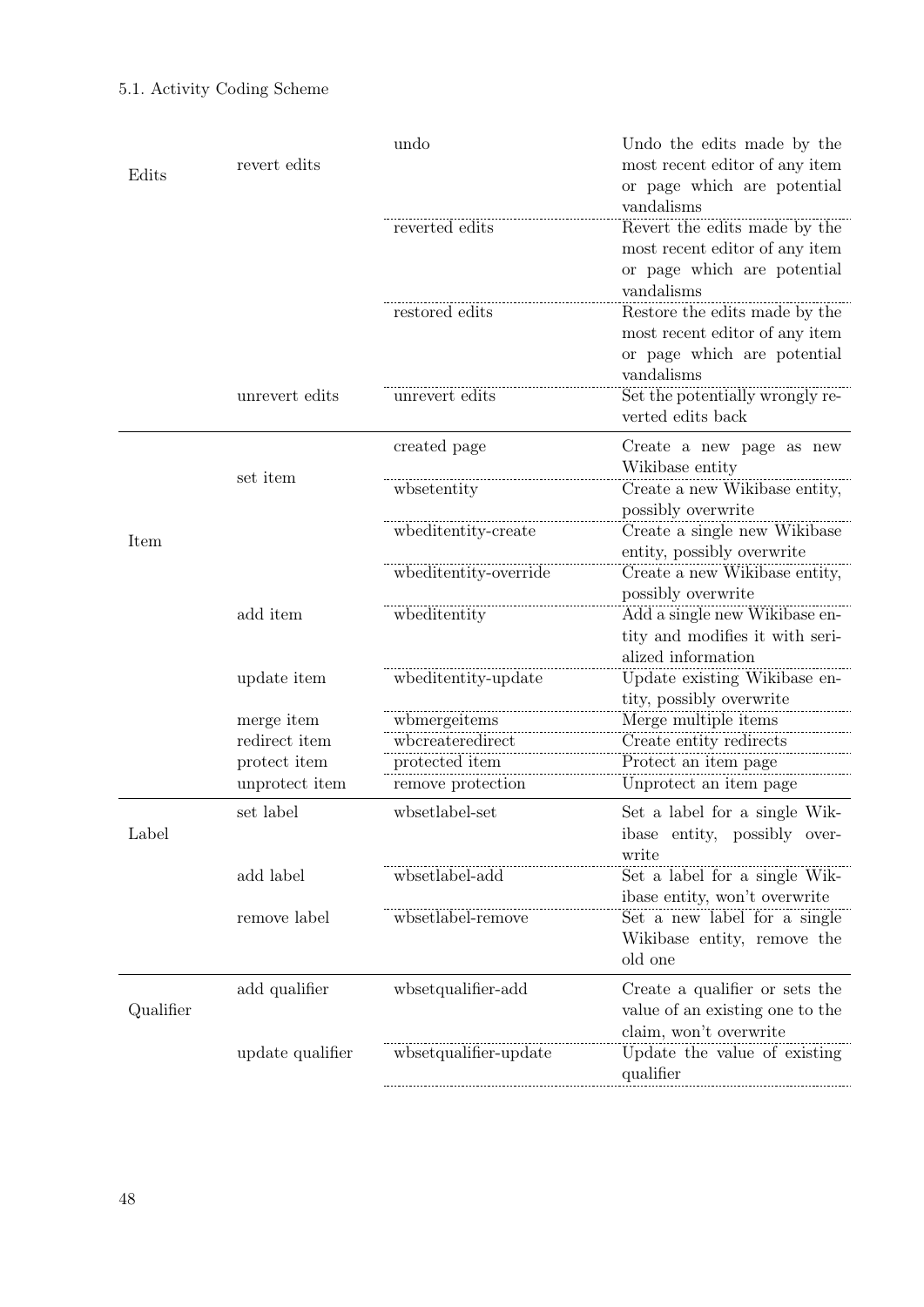| | | | |
|---|---|---|---|
| Edits | revert edits | undo | Undo the edits made by the most recent editor of any item or page which are potential vandalisms |
| | | reverted edits | Revert the edits made by the most recent editor of any item or page which are potential vandalisms |
| | | restored edits | Restore the edits made by the most recent editor of any item or page which are potential vandalisms |
| | unrevert edits | unrevert edits | Set the potentially wrongly reverted edits back |
| Item | set item | created page | Create a new page as new Wikibase entity |
| | | wbsetentity | Create a new Wikibase entity, possibly overwrite |
| | | wbeditentity-create | Create a single new Wikibase entity, possibly overwrite |
| | | wbeditentity-override | Create a new Wikibase entity, possibly overwrite |
| | add item | wbeditentity | Add a single new Wikibase entity and modifies it with serialized information |
| | update item | wbeditentity-update | Update existing Wikibase entity, possibly overwrite |
| | merge item | wbmergeitems | Merge multiple items |
| | redirect item | wbcreateredirect | Create entity redirects |
| | protect item | protected item | Protect an item page |
| | unprotect item | remove protection | Unprotect an item page |
| Label | set label | wbsetlabel-set | Set a label for a single Wikibase entity, possibly overwrite |
| | add label | wbsetlabel-add | Set a label for a single Wikibase entity, won't overwrite |
| | remove label | wbsetlabel-remove | Set a new label for a single Wikibase entity, remove the old one |
| Qualifier | add qualifier | wbsetqualifier-add | Create a qualifier or sets the value of an existing one to the claim, won't overwrite |
| | update qualifier | wbsetqualifier-update | Update the value of existing qualifier |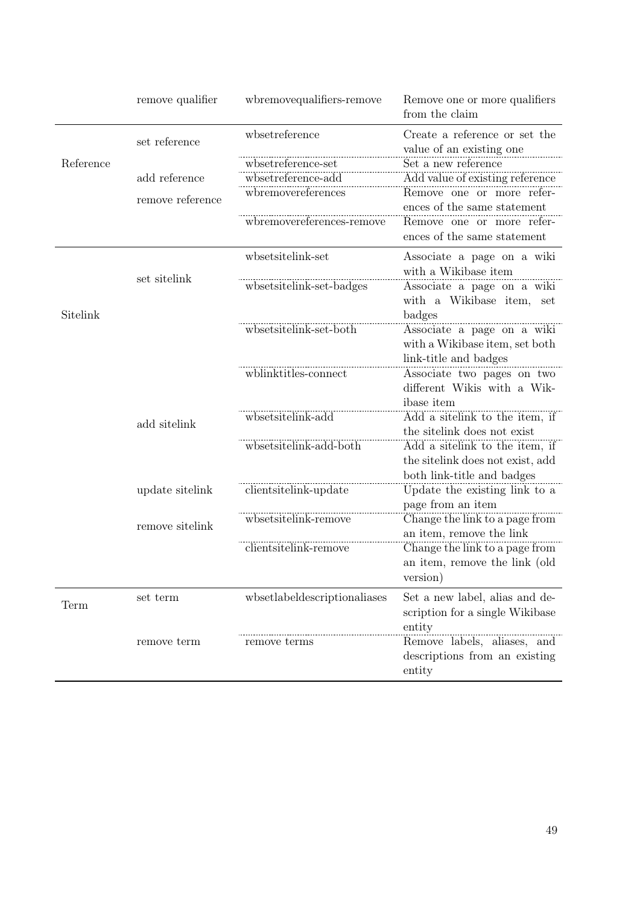| | | | |
|---|---|---|---|
| | remove qualifier | wbremovequalifiers-remove | Remove one or more qualifiers from the claim |
| Reference | set reference | wbsetreference | Create a reference or set the value of an existing one |
| | | wbsetreference-set | Set a new reference |
| | add reference | wbsetreference-add | Add value of existing reference |
| | remove reference | wbremovereferences | Remove one or more references of the same statement |
| | | wbremovereferences-remove | Remove one or more references of the same statement |
| Sitelink | set sitelink | wbsetsitelink-set | Associate a page on a wiki with a Wikibase item |
| | | wbsetsitelink-set-badges | Associate a page on a wiki with a Wikibase item, set badges |
| | | wbsetsitelink-set-both | Associate a page on a wiki with a Wikibase item, set both link-title and badges |
| | | wblinktitles-connect | Associate two pages on two different Wikis with a Wikibase item |
| | add sitelink | wbsetsitelink-add | Add a sitelink to the item, if the sitelink does not exist |
| | | wbsetsitelink-add-both | Add a sitelink to the item, if the sitelink does not exist, add both link-title and badges |
| | update sitelink | clientsitelink-update | Update the existing link to a page from an item |
| | remove sitelink | wbsetsitelink-remove | Change the link to a page from an item, remove the link |
| | | clientsitelink-remove | Change the link to a page from an item, remove the link (old version) |
| Term | set term | wbsetlabeldescriptionaliases | Set a new label, alias and description for a single Wikibase entity |
| | remove term | remove terms | Remove labels, aliases, and descriptions from an existing entity |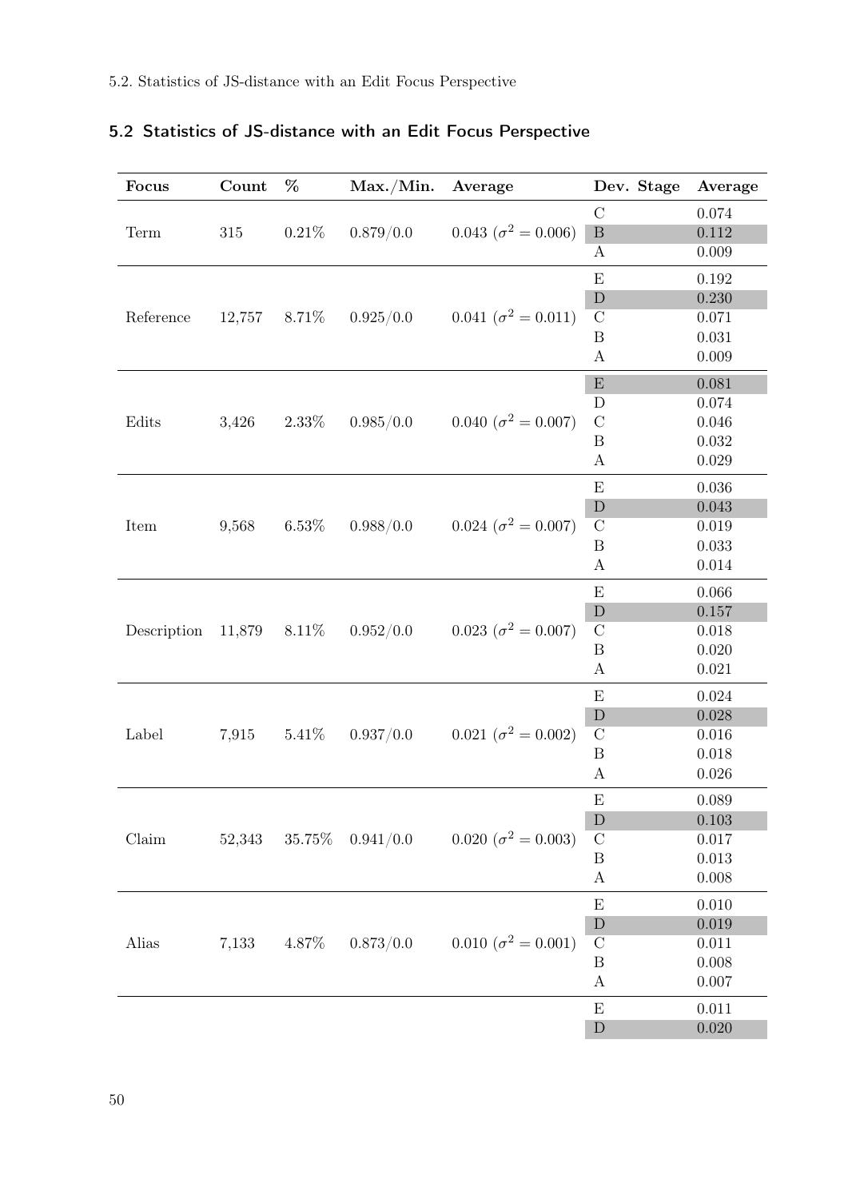## 5.2 Statistics of JS-distance with an Edit Focus Perspective

| Focus | Count | % | Max./Min. | Average | Dev. Stage | Average |
|---|---|---|---|---|---|---|
| Term | 315 | 0.21% | 0.879/0.0 | 0.043 ($\sigma^2 = 0.006$) | C | 0.074 |
| | | | | | B | 0.112 |
| | | | | | A | 0.009 |
| Reference | 12,757 | 8.71% | 0.925/0.0 | 0.041 ($\sigma^2 = 0.011$) | E | 0.192 |
| | | | | | D | 0.230 |
| | | | | | C | 0.071 |
| | | | | | B | 0.031 |
| | | | | | A | 0.009 |
| Edits | 3,426 | 2.33% | 0.985/0.0 | 0.040 ($\sigma^2 = 0.007$) | E | 0.081 |
| | | | | | D | 0.074 |
| | | | | | C | 0.046 |
| | | | | | B | 0.032 |
| | | | | | A | 0.029 |
| Item | 9,568 | 6.53% | 0.988/0.0 | 0.024 ($\sigma^2 = 0.007$) | E | 0.036 |
| | | | | | D | 0.043 |
| | | | | | C | 0.019 |
| | | | | | B | 0.033 |
| | | | | | A | 0.014 |
| Description | 11,879 | 8.11% | 0.952/0.0 | 0.023 ($\sigma^2 = 0.007$) | E | 0.066 |
| | | | | | D | 0.157 |
| | | | | | C | 0.018 |
| | | | | | B | 0.020 |
| | | | | | A | 0.021 |
| Label | 7,915 | 5.41% | 0.937/0.0 | 0.021 ($\sigma^2 = 0.002$) | E | 0.024 |
| | | | | | D | 0.028 |
| | | | | | C | 0.016 |
| | | | | | B | 0.018 |
| | | | | | A | 0.026 |
| Claim | 52,343 | 35.75% | 0.941/0.0 | 0.020 ($\sigma^2 = 0.003$) | E | 0.089 |
| | | | | | D | 0.103 |
| | | | | | C | 0.017 |
| | | | | | B | 0.013 |
| | | | | | A | 0.008 |
| Alias | 7,133 | 4.87% | 0.873/0.0 | 0.010 ($\sigma^2 = 0.001$) | E | 0.010 |
| | | | | | D | 0.019 |
| | | | | | C | 0.011 |
| | | | | | B | 0.008 |
| | | | | | A | 0.007 |
| | | | | | E | 0.011 |
| | | | | | D | 0.020 |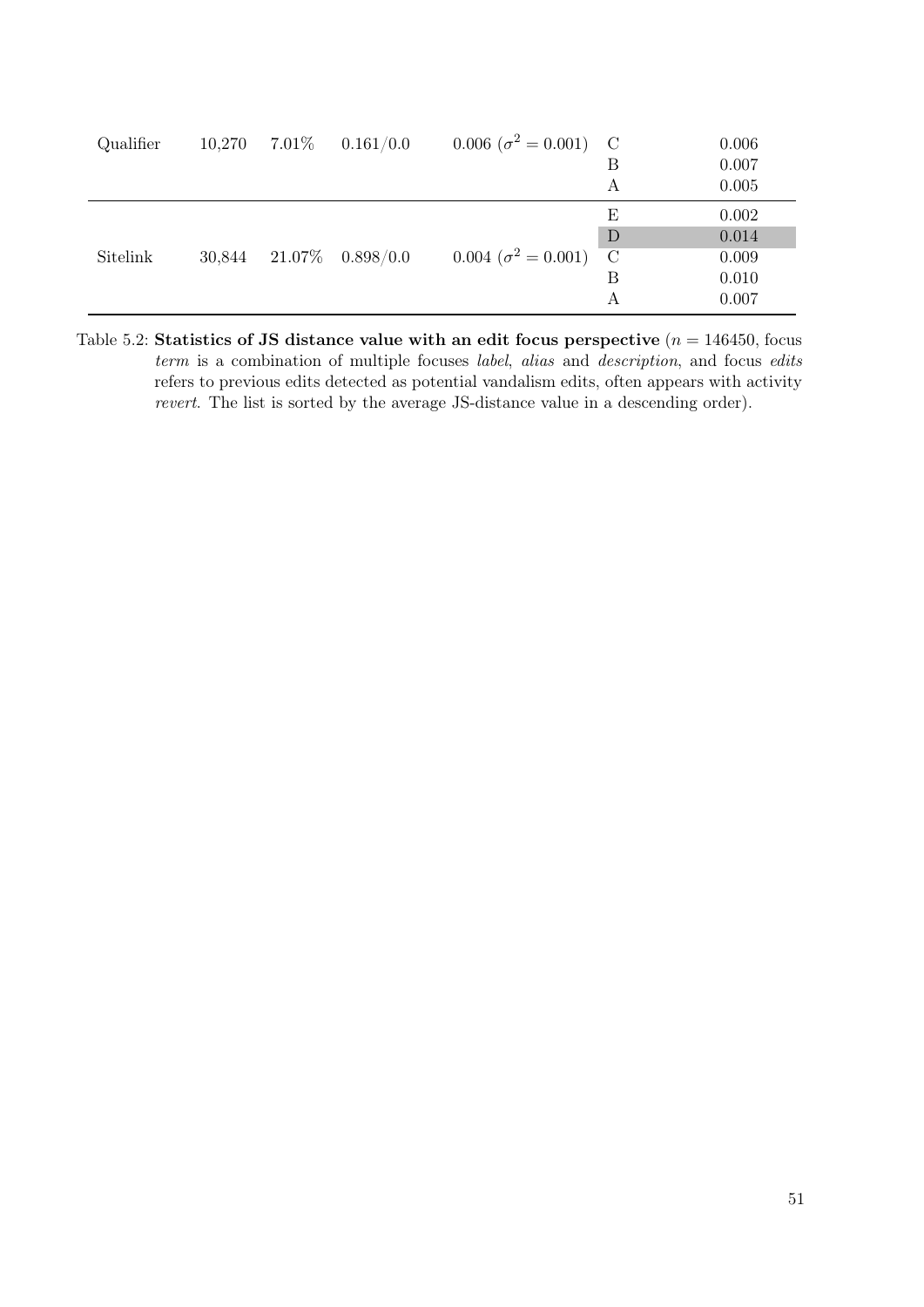| | | | | | |
|---|---|---|---|---|---|
| Qualifier | 10,270 | 7.01% | 0.161/0.0 | 0.006 ($\sigma^2 = 0.001$) | C | 0.006 |
| | | | | | B | 0.007 |
| | | | | | A | 0.005 |
| Sitelink | 30,844 | 21.07% | 0.898/0.0 | 0.004 ($\sigma^2 = 0.001$) | E | 0.002 |
| | | | | | D | 0.014 |
| | | | | | C | 0.009 |
| | | | | | B | 0.010 |
| | | | | | A | 0.007 |

Table 5.2: **Statistics of JS distance value with an edit focus perspective** ($n = 146450$, focus *term* is a combination of multiple focuses *label*, *alias* and *description*, and focus *edits* refers to previous edits detected as potential vandalism edits, often appears with activity *revert*. The list is sorted by the average JS-distance value in a descending order).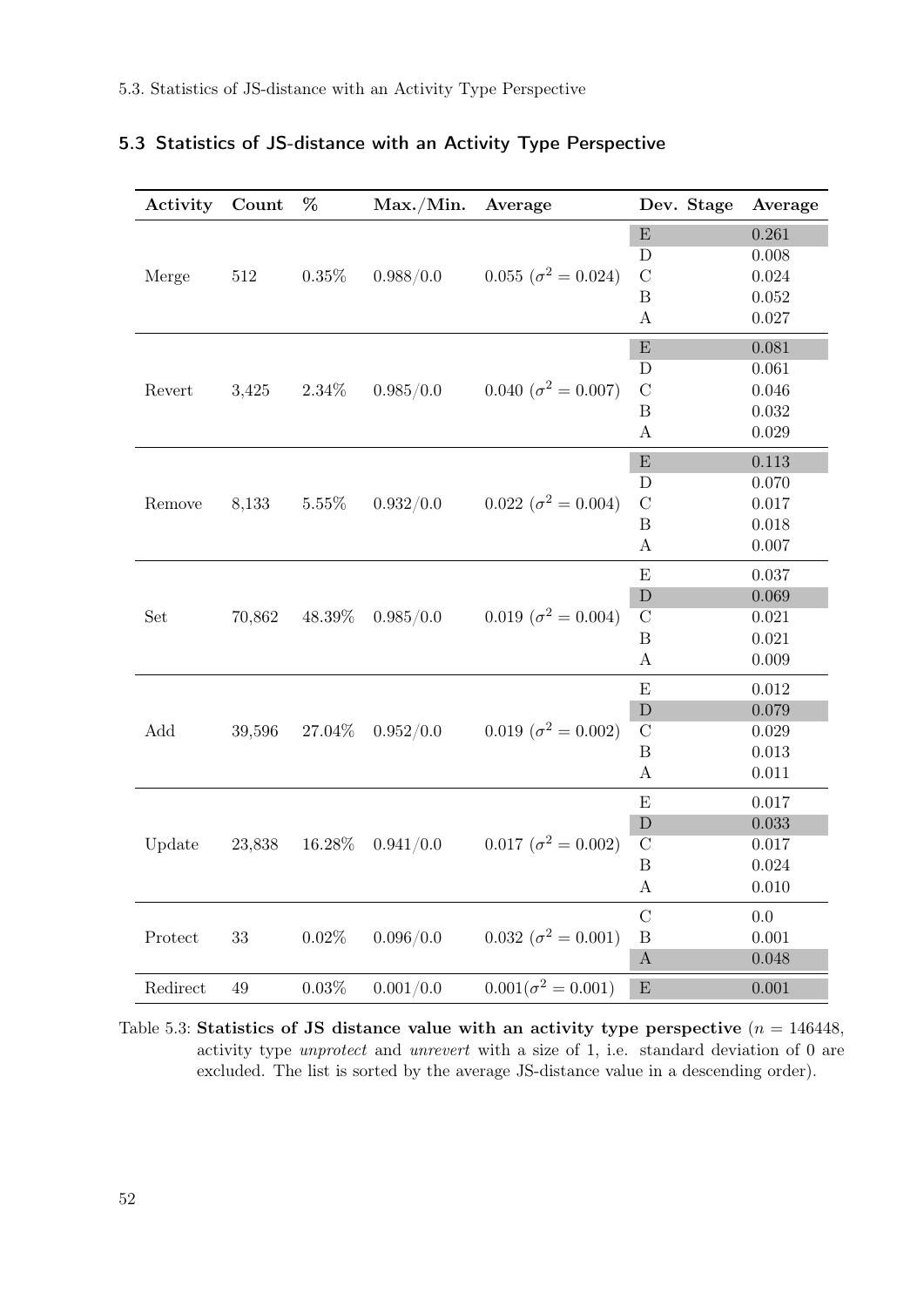## 5.3 Statistics of JS-distance with an Activity Type Perspective

| Activity | Count | % | Max./Min. | Average | Dev. Stage | Average |
|---|---|---|---|---|---|---|
| Merge | 512 | 0.35% | 0.988/0.0 | 0.055 ($\sigma^2 = 0.024$) | E | 0.261 |
| | | | | | D | 0.008 |
| | | | | | C | 0.024 |
| | | | | | B | 0.052 |
| | | | | | A | 0.027 |
| Revert | 3,425 | 2.34% | 0.985/0.0 | 0.040 ($\sigma^2 = 0.007$) | E | 0.081 |
| | | | | | D | 0.061 |
| | | | | | C | 0.046 |
| | | | | | B | 0.032 |
| | | | | | A | 0.029 |
| Remove | 8,133 | 5.55% | 0.932/0.0 | 0.022 ($\sigma^2 = 0.004$) | E | 0.113 |
| | | | | | D | 0.070 |
| | | | | | C | 0.017 |
| | | | | | B | 0.018 |
| | | | | | A | 0.007 |
| Set | 70,862 | 48.39% | 0.985/0.0 | 0.019 ($\sigma^2 = 0.004$) | E | 0.037 |
| | | | | | D | 0.069 |
| | | | | | C | 0.021 |
| | | | | | B | 0.021 |
| | | | | | A | 0.009 |
| Add | 39,596 | 27.04% | 0.952/0.0 | 0.019 ($\sigma^2 = 0.002$) | E | 0.012 |
| | | | | | D | 0.079 |
| | | | | | C | 0.029 |
| | | | | | B | 0.013 |
| | | | | | A | 0.011 |
| Update | 23,838 | 16.28% | 0.941/0.0 | 0.017 ($\sigma^2 = 0.002$) | E | 0.017 |
| | | | | | D | 0.033 |
| | | | | | C | 0.017 |
| | | | | | B | 0.024 |
| | | | | | A | 0.010 |
| Protect | 33 | 0.02% | 0.096/0.0 | 0.032 ($\sigma^2 = 0.001$) | C | 0.0 |
| | | | | | B | 0.001 |
| | | | | | A | 0.048 |
| Redirect | 49 | 0.03% | 0.001/0.0 | 0.001($\sigma^2 = 0.001$) | E | 0.001 |

Table 5.3: **Statistics of JS distance value with an activity type perspective** ($n = 146448$, activity type *unprotect* and *unrevert* with a size of 1, i.e. standard deviation of 0 are excluded. The list is sorted by the average JS-distance value in a descending order).